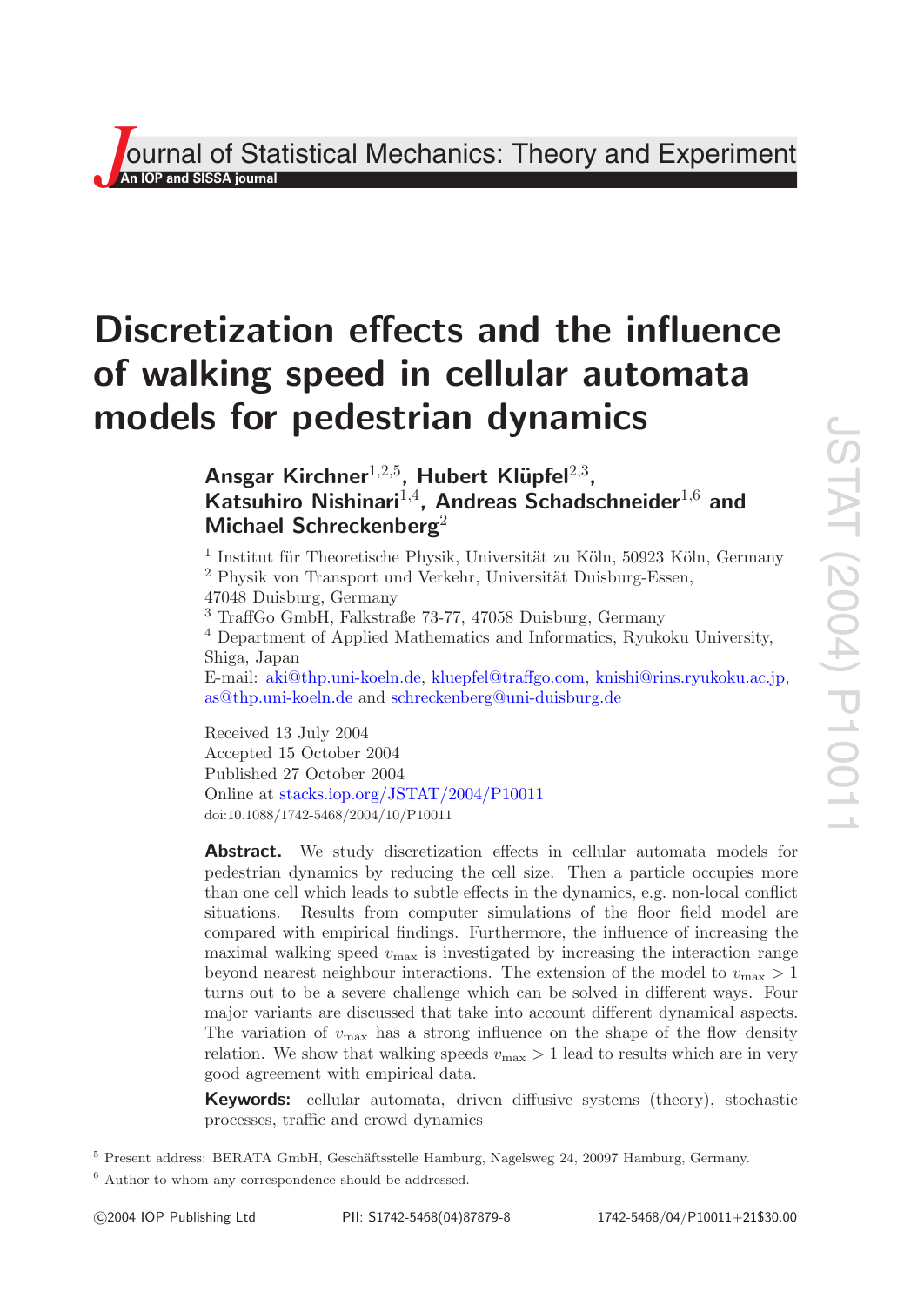Journal of Statistical Mechanics: Theory and Experiment

An IOP and SISSA journal

# Discretization effects and the influence of walking speed in cellular automata models for pedestrian dynamics

**Ansgar Kirchner[1,2,5], Hubert Klüpfel[2,3], Katsuhiro Nishinari[1,4], Andreas Schadschneider[1,6] and Michael Schreckenberg[2]**

[1] Institut für Theoretische Physik, Universität zu Köln, 50923 Köln, Germany

[2] Physik von Transport und Verkehr, Universität Duisburg-Essen, 47048 Duisburg, Germany

[3] TraffGo GmbH, Falkstraße 73-77, 47058 Duisburg, Germany

[4] Department of Applied Mathematics and Informatics, Ryukoku University, Shiga, Japan

E-mail: aki@thp.uni-koeln.de, kluepfel@traffgo.com, knishi@rins.ryukoku.ac.jp, as@thp.uni-koeln.de and schreckenberg@uni-duisburg.de

Received 13 July 2004
Accepted 15 October 2004
Published 27 October 2004

Online at stacks.iop.org/JSTAT/2004/P10011
doi:10.1088/1742-5468/2004/10/P10011

**Abstract.** We study discretization effects in cellular automata models for pedestrian dynamics by reducing the cell size. Then a particle occupies more than one cell which leads to subtle effects in the dynamics, e.g. non-local conflict situations. Results from computer simulations of the floor field model are compared with empirical findings. Furthermore, the influence of increasing the maximal walking speed $v_{\max}$ is investigated by increasing the interaction range beyond nearest neighbour interactions. The extension of the model to $v_{\max} > 1$ turns out to be a severe challenge which can be solved in different ways. Four major variants are discussed that take into account different dynamical aspects. The variation of $v_{\max}$ has a strong influence on the shape of the flow–density relation. We show that walking speeds $v_{\max} > 1$ lead to results which are in very good agreement with empirical data.

**Keywords:** cellular automata, driven diffusive systems (theory), stochastic processes, traffic and crowd dynamics

[5] Present address: BERATA GmbH, Geschäftsstelle Hamburg, Nagelsweg 24, 20097 Hamburg, Germany.

[6] Author to whom any correspondence should be addressed.

©2004 IOP Publishing Ltd PII: S1742-5468(04)87879-8 1742-5468/04/P10011+21$30.00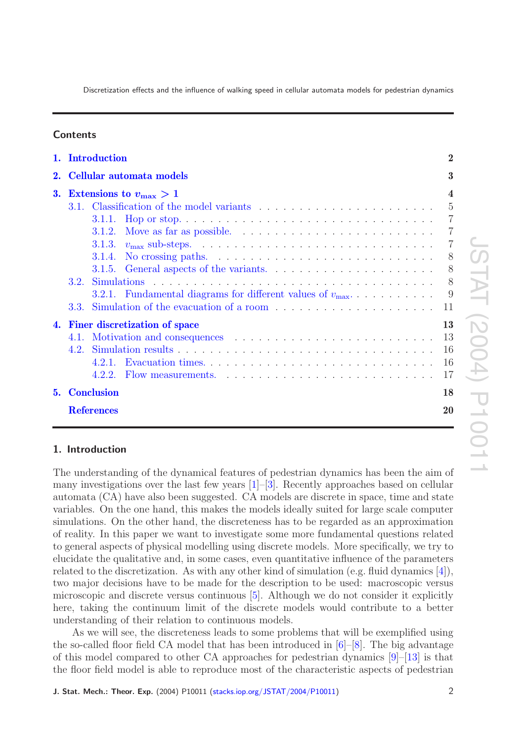## Contents

| | |
|---|---|
| **1. Introduction** | **2** |
| **2. Cellular automata models** | **3** |
| **3. Extensions to $v_{\max} > 1$** | **4** |
| 3.1. Classification of the model variants | 5 |
| 3.1.1. Hop or stop. | 7 |
| 3.1.2. Move as far as possible. | 7 |
| 3.1.3. $v_{\max}$ sub-steps. | 7 |
| 3.1.4. No crossing paths. | 8 |
| 3.1.5. General aspects of the variants. | 8 |
| 3.2. Simulations | 8 |
| 3.2.1. Fundamental diagrams for different values of $v_{\max}$. | 9 |
| 3.3. Simulation of the evacuation of a room | 11 |
| **4. Finer discretization of space** | **13** |
| 4.1. Motivation and consequences | 13 |
| 4.2. Simulation results | 16 |
| 4.2.1. Evacuation times. | 16 |
| 4.2.2. Flow measurements. | 17 |
| **5. Conclusion** | **18** |
| **References** | **20** |

## 1. Introduction

The understanding of the dynamical features of pedestrian dynamics has been the aim of many investigations over the last few years [1]–[3]. Recently approaches based on cellular automata (CA) have also been suggested. CA models are discrete in space, time and state variables. On the one hand, this makes the models ideally suited for large scale computer simulations. On the other hand, the discreteness has to be regarded as an approximation of reality. In this paper we want to investigate some more fundamental questions related to general aspects of physical modelling using discrete models. More specifically, we try to elucidate the qualitative and, in some cases, even quantitative influence of the parameters related to the discretization. As with any other kind of simulation (e.g. fluid dynamics [4]), two major decisions have to be made for the description to be used: macroscopic versus microscopic and discrete versus continuous [5]. Although we do not consider it explicitly here, taking the continuum limit of the discrete models would contribute to a better understanding of their relation to continuous models.

As we will see, the discreteness leads to some problems that will be exemplified using the so-called floor field CA model that has been introduced in [6]–[8]. The big advantage of this model compared to other CA approaches for pedestrian dynamics [9]–[13] is that the floor field model is able to reproduce most of the characteristic aspects of pedestrian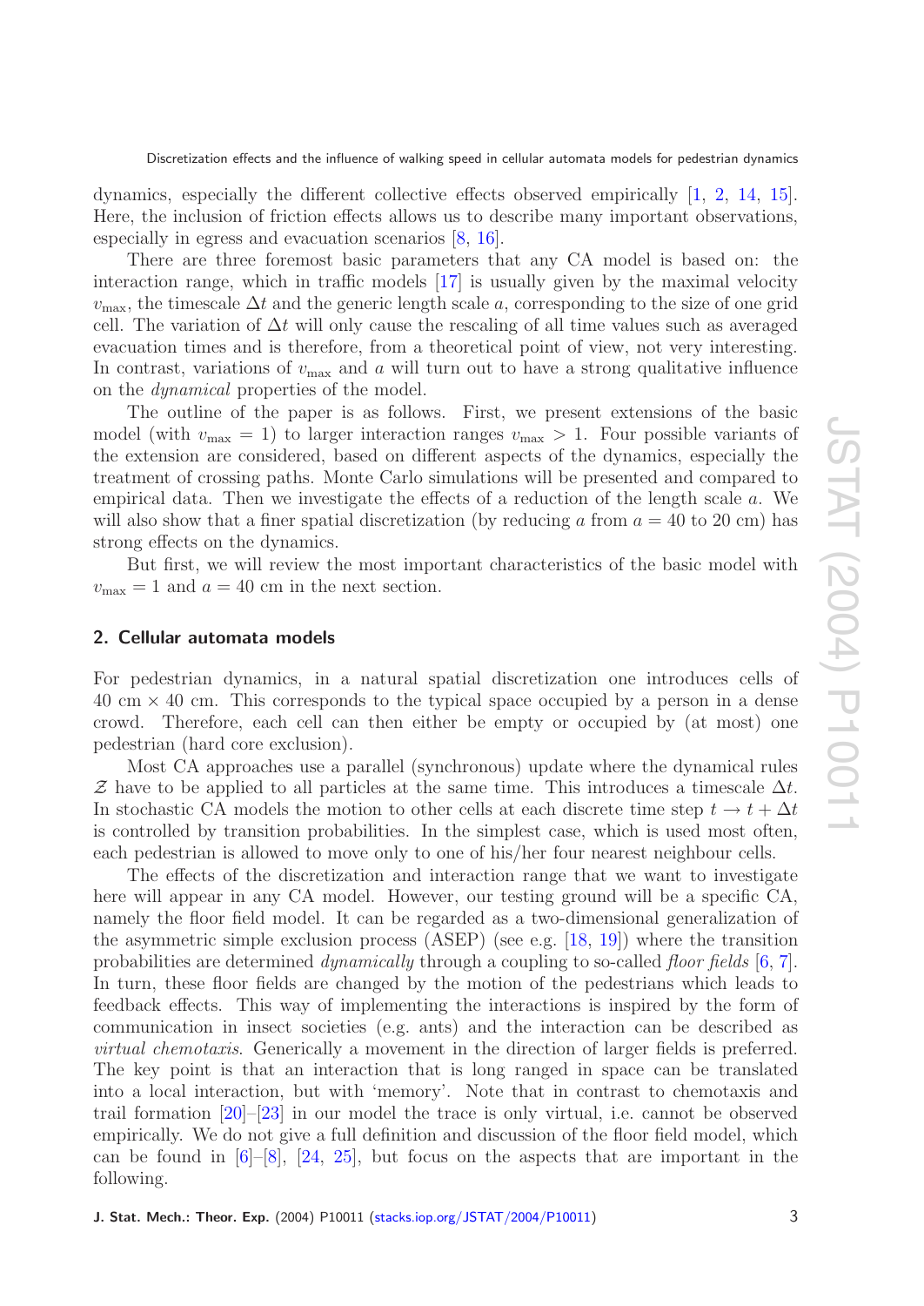dynamics, especially the different collective effects observed empirically [1, 2, 14, 15]. Here, the inclusion of friction effects allows us to describe many important observations, especially in egress and evacuation scenarios [8, 16].

There are three foremost basic parameters that any CA model is based on: the interaction range, which in traffic models [17] is usually given by the maximal velocity $v_{\max}$, the timescale $\Delta t$ and the generic length scale $a$, corresponding to the size of one grid cell. The variation of $\Delta t$ will only cause the rescaling of all time values such as averaged evacuation times and is therefore, from a theoretical point of view, not very interesting. In contrast, variations of $v_{\max}$ and $a$ will turn out to have a strong qualitative influence on the *dynamical* properties of the model.

The outline of the paper is as follows. First, we present extensions of the basic model (with $v_{\max} = 1$) to larger interaction ranges $v_{\max} > 1$. Four possible variants of the extension are considered, based on different aspects of the dynamics, especially the treatment of crossing paths. Monte Carlo simulations will be presented and compared to empirical data. Then we investigate the effects of a reduction of the length scale $a$. We will also show that a finer spatial discretization (by reducing $a$ from $a = 40$ to 20 cm) has strong effects on the dynamics.

But first, we will review the most important characteristics of the basic model with $v_{\max} = 1$ and $a = 40$ cm in the next section.

## 2. Cellular automata models

For pedestrian dynamics, in a natural spatial discretization one introduces cells of 40 cm × 40 cm. This corresponds to the typical space occupied by a person in a dense crowd. Therefore, each cell can then either be empty or occupied by (at most) one pedestrian (hard core exclusion).

Most CA approaches use a parallel (synchronous) update where the dynamical rules $\mathcal{Z}$ have to be applied to all particles at the same time. This introduces a timescale $\Delta t$. In stochastic CA models the motion to other cells at each discrete time step $t \to t + \Delta t$ is controlled by transition probabilities. In the simplest case, which is used most often, each pedestrian is allowed to move only to one of his/her four nearest neighbour cells.

The effects of the discretization and interaction range that we want to investigate here will appear in any CA model. However, our testing ground will be a specific CA, namely the floor field model. It can be regarded as a two-dimensional generalization of the asymmetric simple exclusion process (ASEP) (see e.g. [18, 19]) where the transition probabilities are determined *dynamically* through a coupling to so-called *floor fields* [6, 7]. In turn, these floor fields are changed by the motion of the pedestrians which leads to feedback effects. This way of implementing the interactions is inspired by the form of communication in insect societies (e.g. ants) and the interaction can be described as *virtual chemotaxis*. Generically a movement in the direction of larger fields is preferred. The key point is that an interaction that is long ranged in space can be translated into a local interaction, but with 'memory'. Note that in contrast to chemotaxis and trail formation [20]–[23] in our model the trace is only virtual, i.e. cannot be observed empirically. We do not give a full definition and discussion of the floor field model, which can be found in [6]–[8], [24, 25], but focus on the aspects that are important in the following.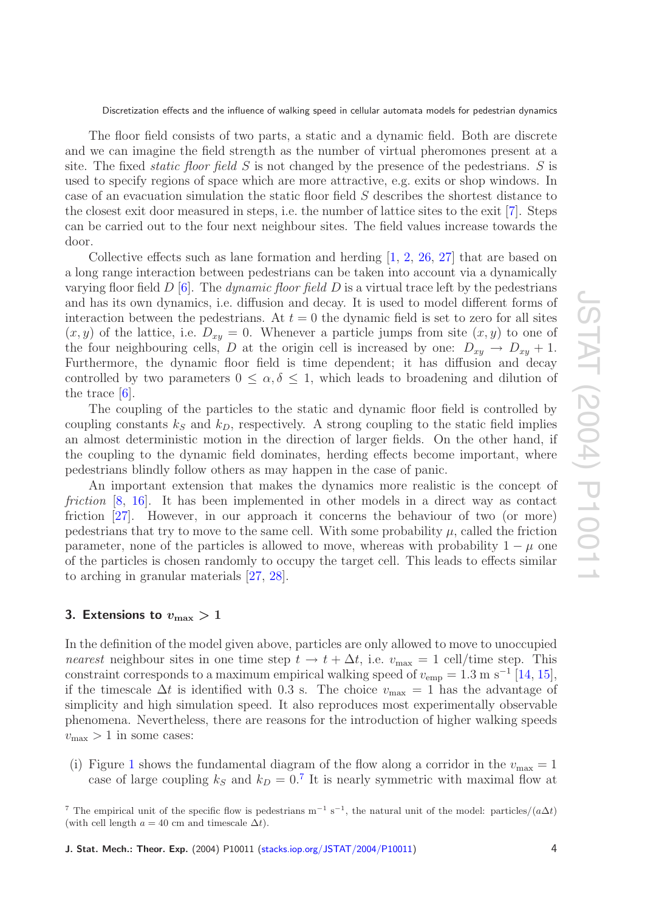The floor field consists of two parts, a static and a dynamic field. Both are discrete and we can imagine the field strength as the number of virtual pheromones present at a site. The fixed *static floor field* $S$ is not changed by the presence of the pedestrians. $S$ is used to specify regions of space which are more attractive, e.g. exits or shop windows. In case of an evacuation simulation the static floor field $S$ describes the shortest distance to the closest exit door measured in steps, i.e. the number of lattice sites to the exit [7]. Steps can be carried out to the four next neighbour sites. The field values increase towards the door.

Collective effects such as lane formation and herding [1, 2, 26, 27] that are based on a long range interaction between pedestrians can be taken into account via a dynamically varying floor field $D$ [6]. The *dynamic floor field* $D$ is a virtual trace left by the pedestrians and has its own dynamics, i.e. diffusion and decay. It is used to model different forms of interaction between the pedestrians. At $t = 0$ the dynamic field is set to zero for all sites $(x, y)$ of the lattice, i.e. $D_{xy} = 0$. Whenever a particle jumps from site $(x, y)$ to one of the four neighbouring cells, $D$ at the origin cell is increased by one: $D_{xy} \to D_{xy} + 1$. Furthermore, the dynamic floor field is time dependent; it has diffusion and decay controlled by two parameters $0 \le \alpha, \delta \le 1$, which leads to broadening and dilution of the trace [6].

The coupling of the particles to the static and dynamic floor field is controlled by coupling constants $k_S$ and $k_D$, respectively. A strong coupling to the static field implies an almost deterministic motion in the direction of larger fields. On the other hand, if the coupling to the dynamic field dominates, herding effects become important, where pedestrians blindly follow others as may happen in the case of panic.

An important extension that makes the dynamics more realistic is the concept of *friction* [8, 16]. It has been implemented in other models in a direct way as contact friction [27]. However, in our approach it concerns the behaviour of two (or more) pedestrians that try to move to the same cell. With some probability $\mu$, called the friction parameter, none of the particles is allowed to move, whereas with probability $1 - \mu$ one of the particles is chosen randomly to occupy the target cell. This leads to effects similar to arching in granular materials [27, 28].

## 3. Extensions to $v_{\max} > 1$

In the definition of the model given above, particles are only allowed to move to unoccupied *nearest* neighbour sites in one time step $t \to t + \Delta t$, i.e. $v_{\max} = 1$ cell/time step. This constraint corresponds to a maximum empirical walking speed of $v_{\text{emp}} = 1.3\ \text{m s}^{-1}$ [14, 15], if the timescale $\Delta t$ is identified with 0.3 s. The choice $v_{\max} = 1$ has the advantage of simplicity and high simulation speed. It also reproduces most experimentally observable phenomena. Nevertheless, there are reasons for the introduction of higher walking speeds $v_{\max} > 1$ in some cases:

(i) Figure 1 shows the fundamental diagram of the flow along a corridor in the $v_{\max} = 1$ case of large coupling $k_S$ and $k_D = 0$.[7] It is nearly symmetric with maximal flow at

[7] The empirical unit of the specific flow is pedestrians $\text{m}^{-1}\ \text{s}^{-1}$, the natural unit of the model: particles/$(a\Delta t)$ (with cell length $a = 40$ cm and timescale $\Delta t$).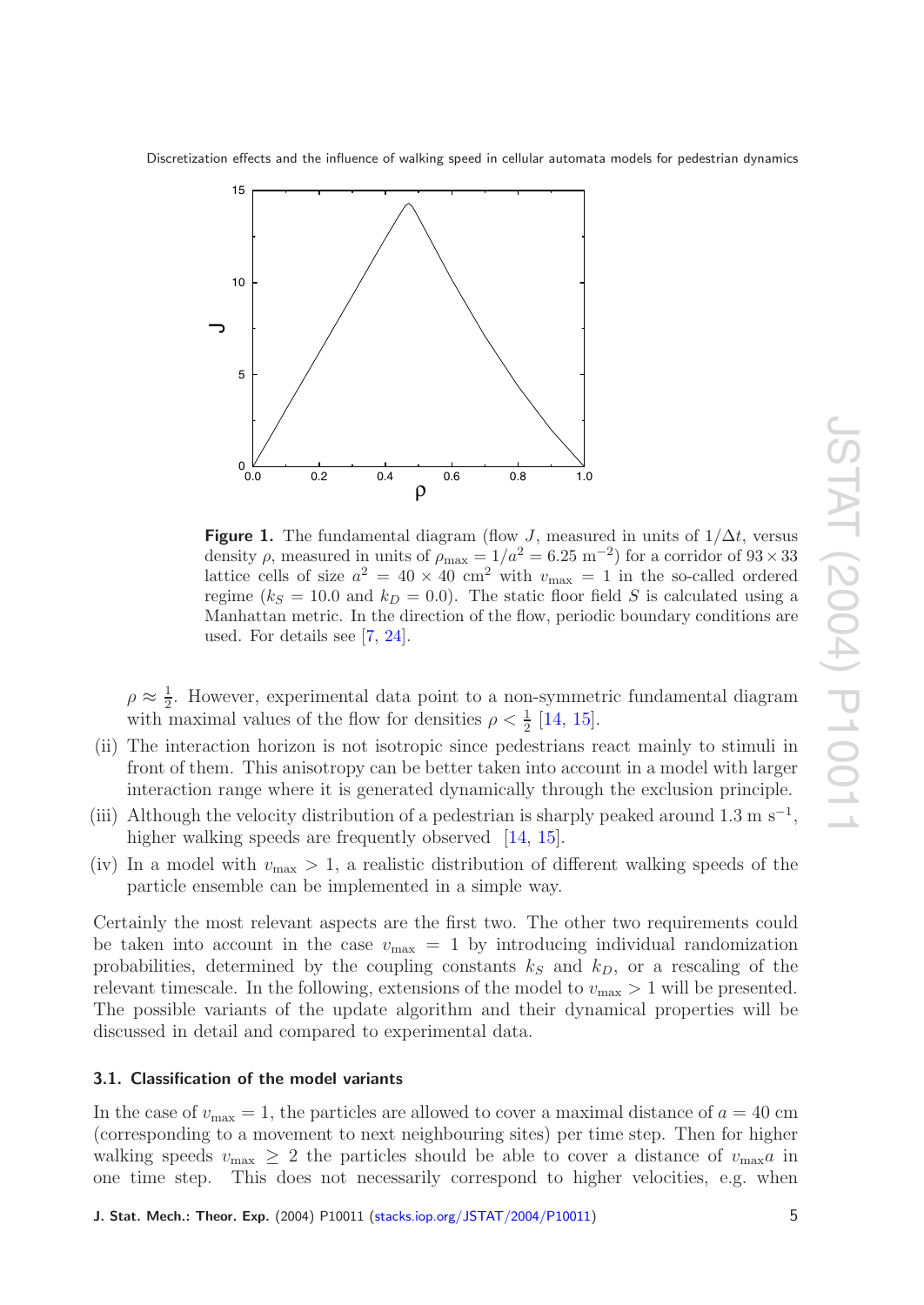**Figure 1.** The fundamental diagram (flow $J$, measured in units of $1/\Delta t$, versus density $\rho$, measured in units of $\rho_{\max} = 1/a^2 = 6.25\ \mathrm{m}^{-2}$) for a corridor of $93 \times 33$ lattice cells of size $a^2 = 40 \times 40\ \mathrm{cm}^2$ with $v_{\max} = 1$ in the so-called ordered regime ($k_S = 10.0$ and $k_D = 0.0$). The static floor field $S$ is calculated using a Manhattan metric. In the direction of the flow, periodic boundary conditions are used. For details see [7, 24].

$\rho \approx \frac{1}{2}$. However, experimental data point to a non-symmetric fundamental diagram with maximal values of the flow for densities $\rho < \frac{1}{2}$ [14, 15].

(ii) The interaction horizon is not isotropic since pedestrians react mainly to stimuli in front of them. This anisotropy can be better taken into account in a model with larger interaction range where it is generated dynamically through the exclusion principle.

(iii) Although the velocity distribution of a pedestrian is sharply peaked around $1.3\ \mathrm{m\ s}^{-1}$, higher walking speeds are frequently observed [14, 15].

(iv) In a model with $v_{\max} > 1$, a realistic distribution of different walking speeds of the particle ensemble can be implemented in a simple way.

Certainly the most relevant aspects are the first two. The other two requirements could be taken into account in the case $v_{\max} = 1$ by introducing individual randomization probabilities, determined by the coupling constants $k_S$ and $k_D$, or a rescaling of the relevant timescale. In the following, extensions of the model to $v_{\max} > 1$ will be presented. The possible variants of the update algorithm and their dynamical properties will be discussed in detail and compared to experimental data.

### 3.1. Classification of the model variants

In the case of $v_{\max} = 1$, the particles are allowed to cover a maximal distance of $a = 40$ cm (corresponding to a movement to next neighbouring sites) per time step. Then for higher walking speeds $v_{\max} \geq 2$ the particles should be able to cover a distance of $v_{\max} a$ in one time step. This does not necessarily correspond to higher velocities, e.g. when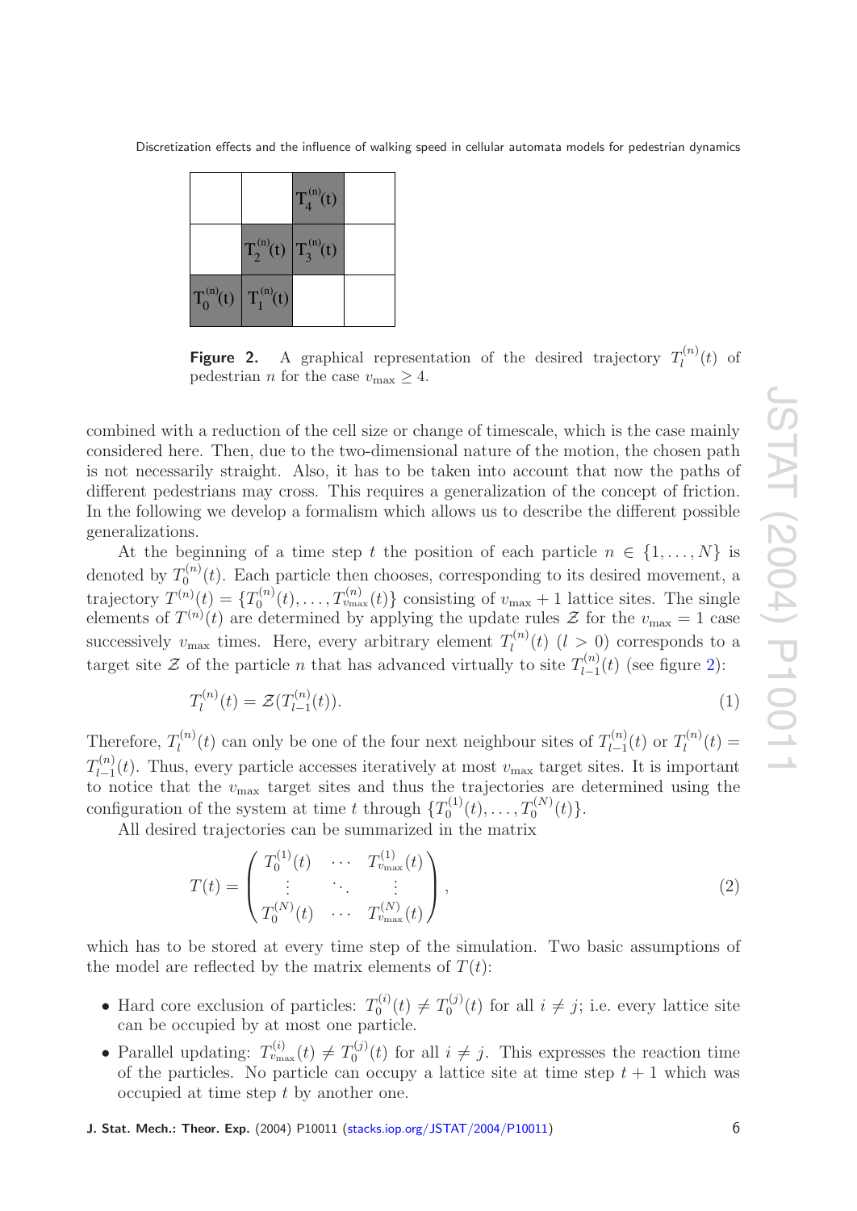**Figure 2.** A graphical representation of the desired trajectory $T_l^{(n)}(t)$ of pedestrian $n$ for the case $v_{\max} \geq 4$.

combined with a reduction of the cell size or change of timescale, which is the case mainly considered here. Then, due to the two-dimensional nature of the motion, the chosen path is not necessarily straight. Also, it has to be taken into account that now the paths of different pedestrians may cross. This requires a generalization of the concept of friction. In the following we develop a formalism which allows us to describe the different possible generalizations.

At the beginning of a time step $t$ the position of each particle $n \in \{1, \ldots, N\}$ is denoted by $T_0^{(n)}(t)$. Each particle then chooses, corresponding to its desired movement, a trajectory $T^{(n)}(t) = \{T_0^{(n)}(t), \ldots, T_{v_{\max}}^{(n)}(t)\}$ consisting of $v_{\max} + 1$ lattice sites. The single elements of $T^{(n)}(t)$ are determined by applying the update rules $\mathcal{Z}$ for the $v_{\max} = 1$ case successively $v_{\max}$ times. Here, every arbitrary element $T_l^{(n)}(t)$ ($l > 0$) corresponds to a target site $\mathcal{Z}$ of the particle $n$ that has advanced virtually to site $T_{l-1}^{(n)}(t)$ (see figure 2):

$$T_l^{(n)}(t) = \mathcal{Z}(T_{l-1}^{(n)}(t)). \tag{1}$$

Therefore, $T_l^{(n)}(t)$ can only be one of the four next neighbour sites of $T_{l-1}^{(n)}(t)$ or $T_l^{(n)}(t) = T_{l-1}^{(n)}(t)$. Thus, every particle accesses iteratively at most $v_{\max}$ target sites. It is important to notice that the $v_{\max}$ target sites and thus the trajectories are determined using the configuration of the system at time $t$ through $\{T_0^{(1)}(t), \ldots, T_0^{(N)}(t)\}$.

All desired trajectories can be summarized in the matrix

$$T(t) = \begin{pmatrix} T_0^{(1)}(t) & \cdots & T_{v_{\max}}^{(1)}(t) \\ \vdots & \ddots & \vdots \\ T_0^{(N)}(t) & \cdots & T_{v_{\max}}^{(N)}(t) \end{pmatrix}, \tag{2}$$

which has to be stored at every time step of the simulation. Two basic assumptions of the model are reflected by the matrix elements of $T(t)$:

- Hard core exclusion of particles: $T_0^{(i)}(t) \neq T_0^{(j)}(t)$ for all $i \neq j$; i.e. every lattice site can be occupied by at most one particle.
- Parallel updating: $T_{v_{\max}}^{(i)}(t) \neq T_0^{(j)}(t)$ for all $i \neq j$. This expresses the reaction time of the particles. No particle can occupy a lattice site at time step $t + 1$ which was occupied at time step $t$ by another one.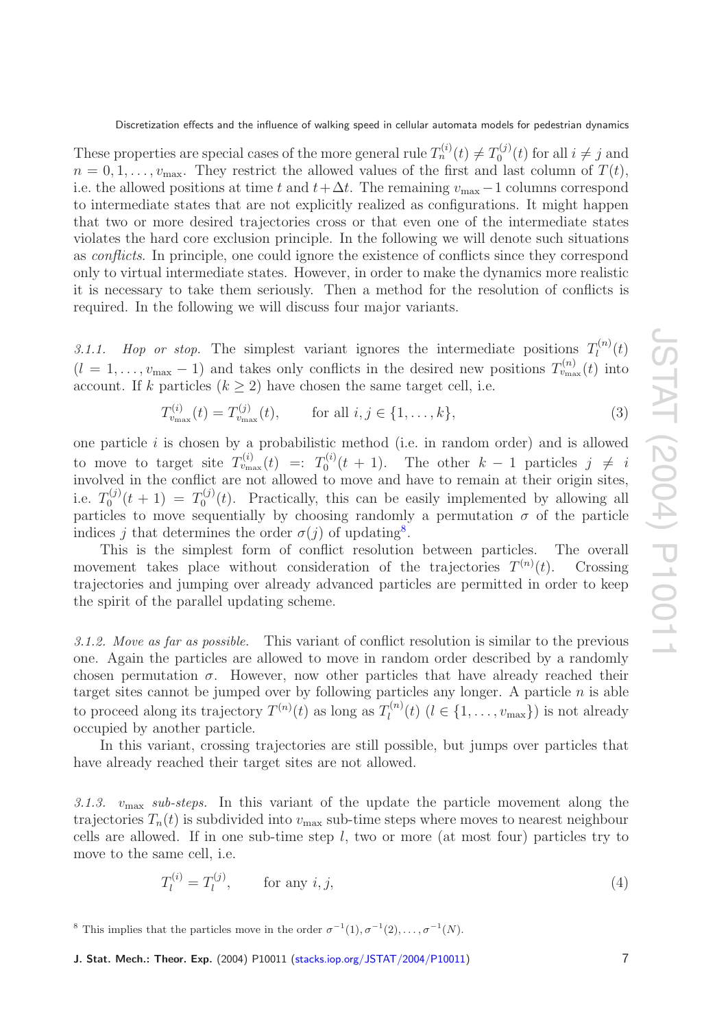These properties are special cases of the more general rule $T_n^{(i)}(t) \neq T_0^{(j)}(t)$ for all $i \neq j$ and $n = 0, 1, \ldots, v_{\max}$. They restrict the allowed values of the first and last column of $T(t)$, i.e. the allowed positions at time $t$ and $t + \Delta t$. The remaining $v_{\max} - 1$ columns correspond to intermediate states that are not explicitly realized as configurations. It might happen that two or more desired trajectories cross or that even one of the intermediate states violates the hard core exclusion principle. In the following we will denote such situations as *conflicts*. In principle, one could ignore the existence of conflicts since they correspond only to virtual intermediate states. However, in order to make the dynamics more realistic it is necessary to take them seriously. Then a method for the resolution of conflicts is required. In the following we will discuss four major variants.

*3.1.1. Hop or stop.* The simplest variant ignores the intermediate positions $T_l^{(n)}(t)$ $(l = 1, \ldots, v_{\max} - 1)$ and takes only conflicts in the desired new positions $T_{v_{\max}}^{(n)}(t)$ into account. If $k$ particles $(k \geq 2)$ have chosen the same target cell, i.e.

$$T_{v_{\max}}^{(i)}(t) = T_{v_{\max}}^{(j)}(t), \qquad \text{for all } i, j \in \{1, \ldots, k\}, \tag{3}$$

one particle $i$ is chosen by a probabilistic method (i.e. in random order) and is allowed to move to target site $T_{v_{\max}}^{(i)}(t) =: T_0^{(i)}(t + 1)$. The other $k - 1$ particles $j \neq i$ involved in the conflict are not allowed to move and have to remain at their origin sites, i.e. $T_0^{(j)}(t + 1) = T_0^{(j)}(t)$. Practically, this can be easily implemented by allowing all particles to move sequentially by choosing randomly a permutation $\sigma$ of the particle indices $j$ that determines the order $\sigma(j)$ of updating[8].

This is the simplest form of conflict resolution between particles. The overall movement takes place without consideration of the trajectories $T^{(n)}(t)$. Crossing trajectories and jumping over already advanced particles are permitted in order to keep the spirit of the parallel updating scheme.

*3.1.2. Move as far as possible.* This variant of conflict resolution is similar to the previous one. Again the particles are allowed to move in random order described by a randomly chosen permutation $\sigma$. However, now other particles that have already reached their target sites cannot be jumped over by following particles any longer. A particle $n$ is able to proceed along its trajectory $T^{(n)}(t)$ as long as $T_l^{(n)}(t)$ $(l \in \{1, \ldots, v_{\max}\})$ is not already occupied by another particle.

In this variant, crossing trajectories are still possible, but jumps over particles that have already reached their target sites are not allowed.

*3.1.3. $v_{\max}$ sub-steps.* In this variant of the update the particle movement along the trajectories $T_n(t)$ is subdivided into $v_{\max}$ sub-time steps where moves to nearest neighbour cells are allowed. If in one sub-time step $l$, two or more (at most four) particles try to move to the same cell, i.e.

$$T_l^{(i)} = T_l^{(j)}, \qquad \text{for any } i, j, \tag{4}$$

[8] This implies that the particles move in the order $\sigma^{-1}(1), \sigma^{-1}(2), \ldots, \sigma^{-1}(N)$.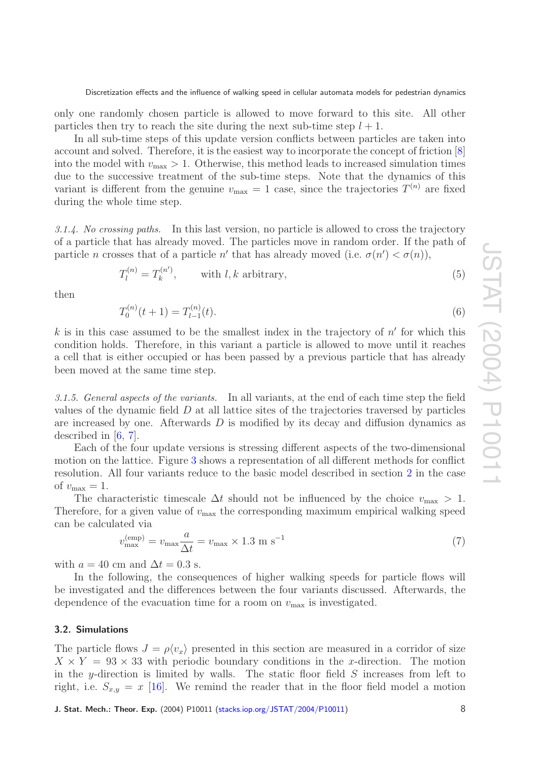only one randomly chosen particle is allowed to move forward to this site. All other particles then try to reach the site during the next sub-time step $l+1$.

In all sub-time steps of this update version conflicts between particles are taken into account and solved. Therefore, it is the easiest way to incorporate the concept of friction [8] into the model with $v_{\max} > 1$. Otherwise, this method leads to increased simulation times due to the successive treatment of the sub-time steps. Note that the dynamics of this variant is different from the genuine $v_{\max} = 1$ case, since the trajectories $T^{(n)}$ are fixed during the whole time step.

*3.1.4. No crossing paths.* In this last version, no particle is allowed to cross the trajectory of a particle that has already moved. The particles move in random order. If the path of particle $n$ crosses that of a particle $n'$ that has already moved (i.e. $\sigma(n') < \sigma(n)$),

$$T_l^{(n)} = T_k^{(n')}, \qquad \text{with } l, k \text{ arbitrary}, \tag{5}$$

then

$$T_0^{(n)}(t+1) = T_{l-1}^{(n)}(t). \tag{6}$$

$k$ is in this case assumed to be the smallest index in the trajectory of $n'$ for which this condition holds. Therefore, in this variant a particle is allowed to move until it reaches a cell that is either occupied or has been passed by a previous particle that has already been moved at the same time step.

*3.1.5. General aspects of the variants.* In all variants, at the end of each time step the field values of the dynamic field $D$ at all lattice sites of the trajectories traversed by particles are increased by one. Afterwards $D$ is modified by its decay and diffusion dynamics as described in [6, 7].

Each of the four update versions is stressing different aspects of the two-dimensional motion on the lattice. Figure 3 shows a representation of all different methods for conflict resolution. All four variants reduce to the basic model described in section 2 in the case of $v_{\max} = 1$.

The characteristic timescale $\Delta t$ should not be influenced by the choice $v_{\max} > 1$. Therefore, for a given value of $v_{\max}$ the corresponding maximum empirical walking speed can be calculated via

$$v_{\max}^{(\mathrm{emp})} = v_{\max}\frac{a}{\Delta t} = v_{\max} \times 1.3 \text{ m s}^{-1} \tag{7}$$

with $a = 40$ cm and $\Delta t = 0.3$ s.

In the following, the consequences of higher walking speeds for particle flows will be investigated and the differences between the four variants discussed. Afterwards, the dependence of the evacuation time for a room on $v_{\max}$ is investigated.

### 3.2. Simulations

The particle flows $J = \rho\langle v_x\rangle$ presented in this section are measured in a corridor of size $X \times Y = 93 \times 33$ with periodic boundary conditions in the $x$-direction. The motion in the $y$-direction is limited by walls. The static floor field $S$ increases from left to right, i.e. $S_{x,y} = x$ [16]. We remind the reader that in the floor field model a motion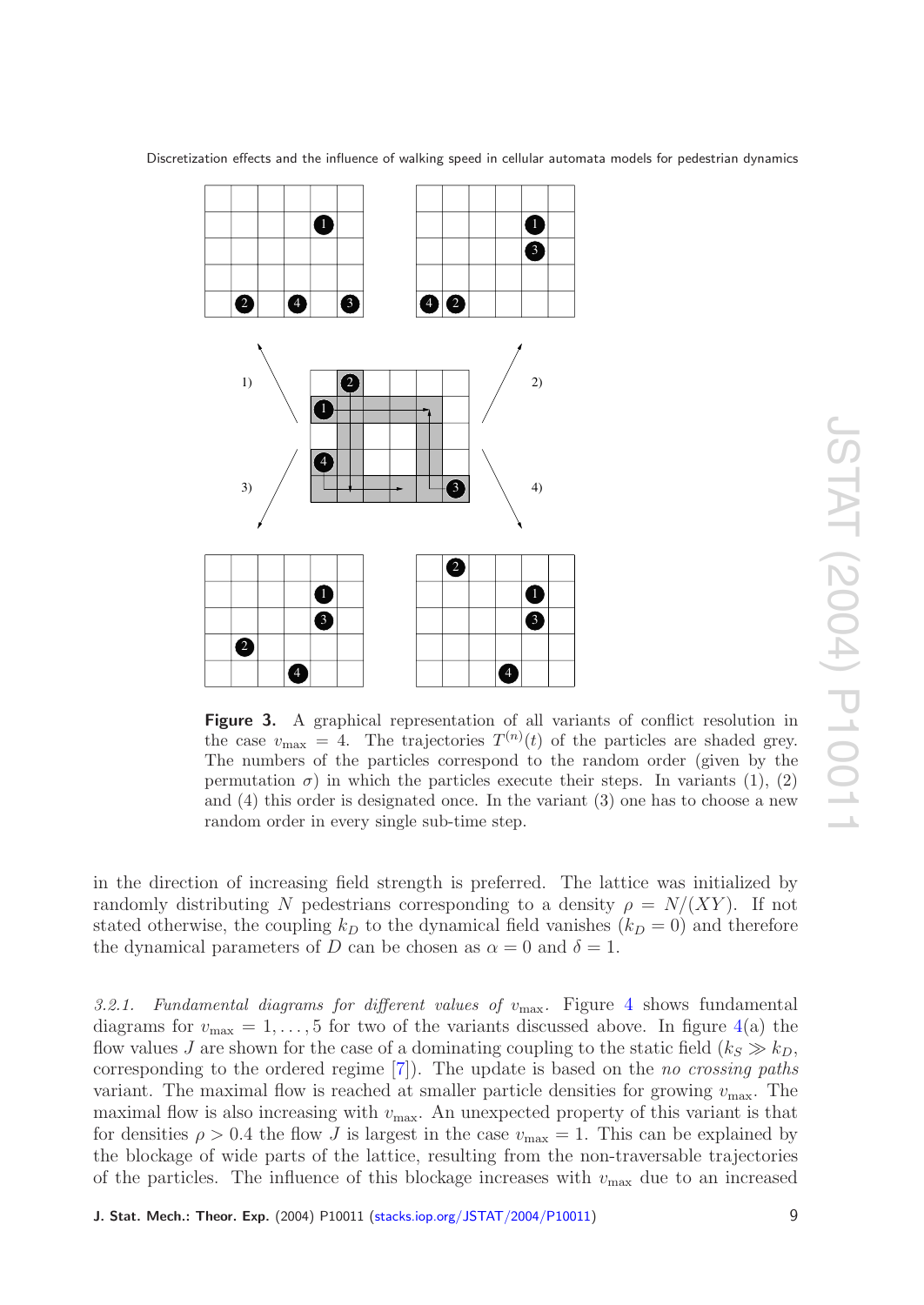**Figure 3.** A graphical representation of all variants of conflict resolution in the case $v_{\max} = 4$. The trajectories $T^{(n)}(t)$ of the particles are shaded grey. The numbers of the particles correspond to the random order (given by the permutation $\sigma$) in which the particles execute their steps. In variants (1), (2) and (4) this order is designated once. In the variant (3) one has to choose a new random order in every single sub-time step.

in the direction of increasing field strength is preferred. The lattice was initialized by randomly distributing $N$ pedestrians corresponding to a density $\rho = N/(XY)$. If not stated otherwise, the coupling $k_D$ to the dynamical field vanishes ($k_D = 0$) and therefore the dynamical parameters of $D$ can be chosen as $\alpha = 0$ and $\delta = 1$.

*3.2.1. Fundamental diagrams for different values of $v_{\max}$.* Figure 4 shows fundamental diagrams for $v_{\max} = 1, \ldots, 5$ for two of the variants discussed above. In figure 4(a) the flow values $J$ are shown for the case of a dominating coupling to the static field ($k_S \gg k_D$, corresponding to the ordered regime [7]). The update is based on the *no crossing paths* variant. The maximal flow is reached at smaller particle densities for growing $v_{\max}$. The maximal flow is also increasing with $v_{\max}$. An unexpected property of this variant is that for densities $\rho > 0.4$ the flow $J$ is largest in the case $v_{\max} = 1$. This can be explained by the blockage of wide parts of the lattice, resulting from the non-traversable trajectories of the particles. The influence of this blockage increases with $v_{\max}$ due to an increased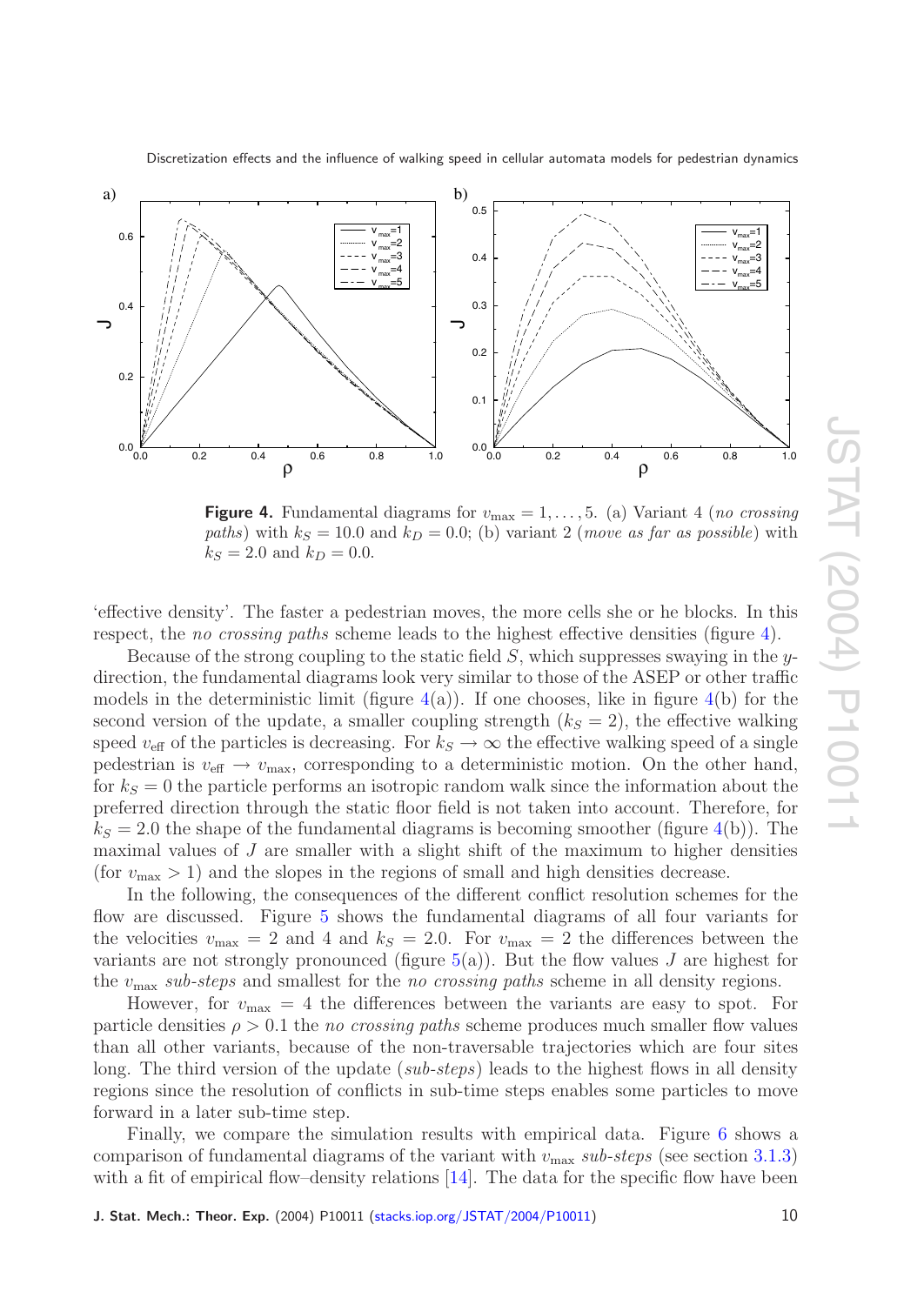**Figure 4.** Fundamental diagrams for $v_{\max} = 1, \ldots, 5$. (a) Variant 4 (*no crossing paths*) with $k_S = 10.0$ and $k_D = 0.0$; (b) variant 2 (*move as far as possible*) with $k_S = 2.0$ and $k_D = 0.0$.

'effective density'. The faster a pedestrian moves, the more cells she or he blocks. In this respect, the *no crossing paths* scheme leads to the highest effective densities (figure 4).

Because of the strong coupling to the static field $S$, which suppresses swaying in the $y$-direction, the fundamental diagrams look very similar to those of the ASEP or other traffic models in the deterministic limit (figure 4(a)). If one chooses, like in figure 4(b) for the second version of the update, a smaller coupling strength ($k_S = 2$), the effective walking speed $v_{\text{eff}}$ of the particles is decreasing. For $k_S \to \infty$ the effective walking speed of a single pedestrian is $v_{\text{eff}} \to v_{\max}$, corresponding to a deterministic motion. On the other hand, for $k_S = 0$ the particle performs an isotropic random walk since the information about the preferred direction through the static floor field is not taken into account. Therefore, for $k_S = 2.0$ the shape of the fundamental diagrams is becoming smoother (figure 4(b)). The maximal values of $J$ are smaller with a slight shift of the maximum to higher densities (for $v_{\max} > 1$) and the slopes in the regions of small and high densities decrease.

In the following, the consequences of the different conflict resolution schemes for the flow are discussed. Figure 5 shows the fundamental diagrams of all four variants for the velocities $v_{\max} = 2$ and 4 and $k_S = 2.0$. For $v_{\max} = 2$ the differences between the variants are not strongly pronounced (figure 5(a)). But the flow values $J$ are highest for the $v_{\max}$ *sub-steps* and smallest for the *no crossing paths* scheme in all density regions.

However, for $v_{\max} = 4$ the differences between the variants are easy to spot. For particle densities $\rho > 0.1$ the *no crossing paths* scheme produces much smaller flow values than all other variants, because of the non-traversable trajectories which are four sites long. The third version of the update (*sub-steps*) leads to the highest flows in all density regions since the resolution of conflicts in sub-time steps enables some particles to move forward in a later sub-time step.

Finally, we compare the simulation results with empirical data. Figure 6 shows a comparison of fundamental diagrams of the variant with $v_{\max}$ *sub-steps* (see section 3.1.3) with a fit of empirical flow–density relations [14]. The data for the specific flow have been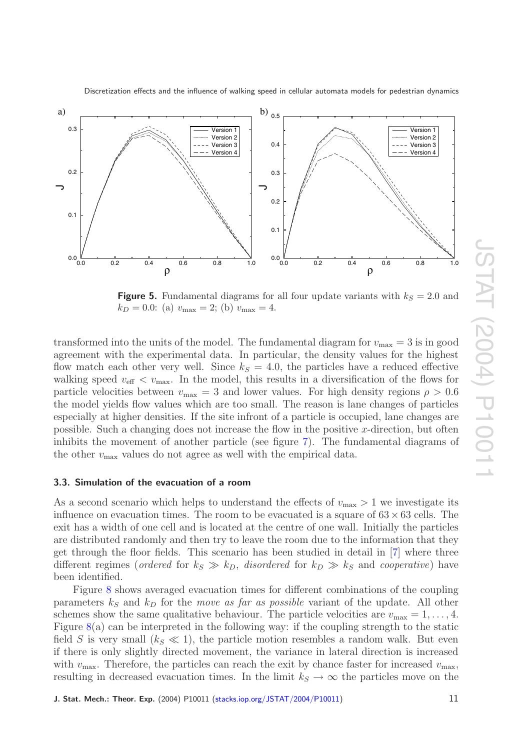**Figure 5.** Fundamental diagrams for all four update variants with $k_S = 2.0$ and $k_D = 0.0$: (a) $v_{\max} = 2$; (b) $v_{\max} = 4$.

transformed into the units of the model. The fundamental diagram for $v_{\max} = 3$ is in good agreement with the experimental data. In particular, the density values for the highest flow match each other very well. Since $k_S = 4.0$, the particles have a reduced effective walking speed $v_{\text{eff}} < v_{\max}$. In the model, this results in a diversification of the flows for particle velocities between $v_{\max} = 3$ and lower values. For high density regions $\rho > 0.6$ the model yields flow values which are too small. The reason is lane changes of particles especially at higher densities. If the site infront of a particle is occupied, lane changes are possible. Such a changing does not increase the flow in the positive $x$-direction, but often inhibits the movement of another particle (see figure 7). The fundamental diagrams of the other $v_{\max}$ values do not agree as well with the empirical data.

### 3.3. Simulation of the evacuation of a room

As a second scenario which helps to understand the effects of $v_{\max} > 1$ we investigate its influence on evacuation times. The room to be evacuated is a square of $63 \times 63$ cells. The exit has a width of one cell and is located at the centre of one wall. Initially the particles are distributed randomly and then try to leave the room due to the information that they get through the floor fields. This scenario has been studied in detail in [7] where three different regimes (*ordered* for $k_S \gg k_D$, *disordered* for $k_D \gg k_S$ and *cooperative*) have been identified.

Figure 8 shows averaged evacuation times for different combinations of the coupling parameters $k_S$ and $k_D$ for the *move as far as possible* variant of the update. All other schemes show the same qualitative behaviour. The particle velocities are $v_{\max} = 1, \ldots, 4$. Figure 8(a) can be interpreted in the following way: if the coupling strength to the static field $S$ is very small ($k_S \ll 1$), the particle motion resembles a random walk. But even if there is only slightly directed movement, the variance in lateral direction is increased with $v_{\max}$. Therefore, the particles can reach the exit by chance faster for increased $v_{\max}$, resulting in decreased evacuation times. In the limit $k_S \to \infty$ the particles move on the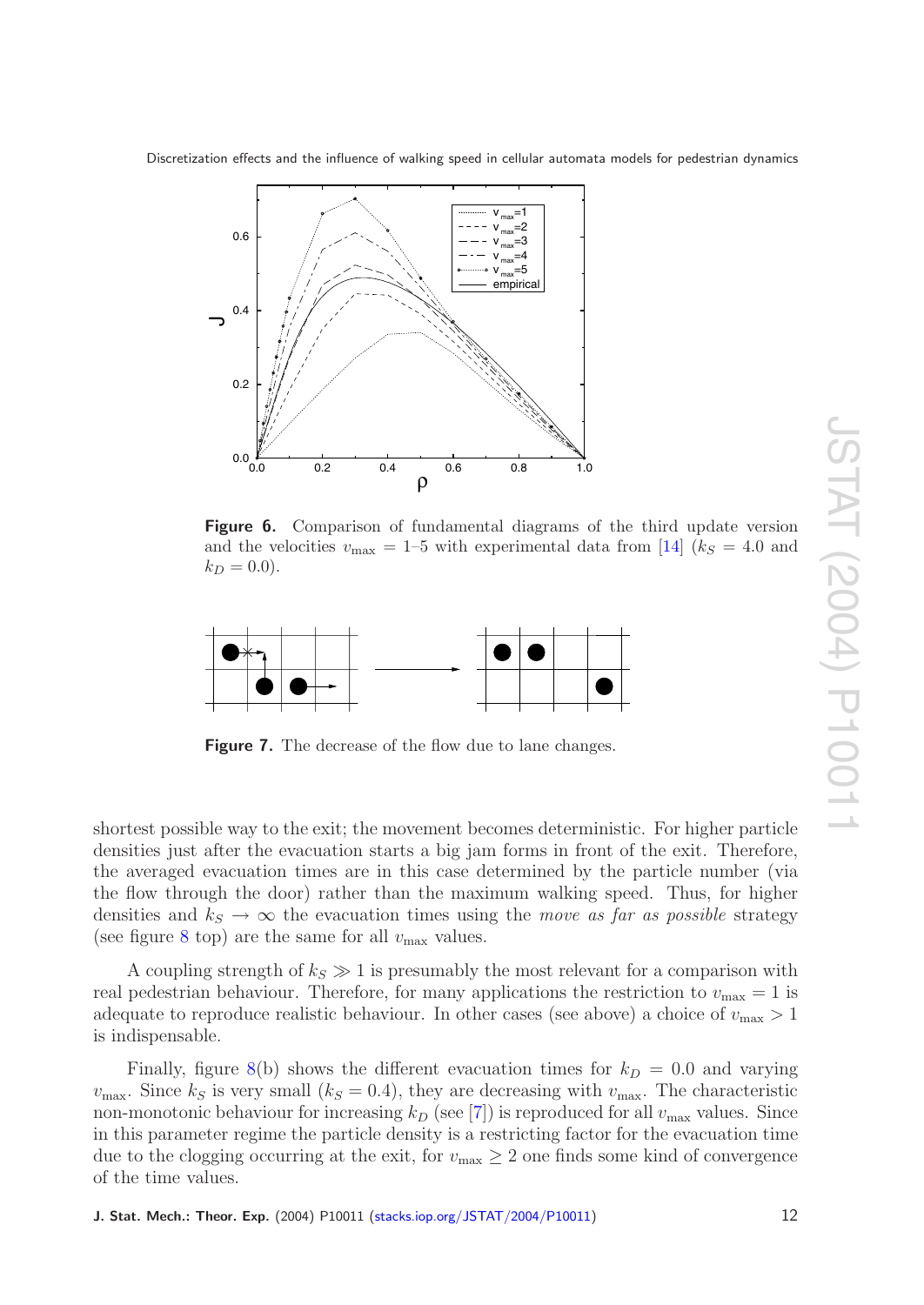**Figure 6.** Comparison of fundamental diagrams of the third update version and the velocities $v_{\max} = 1$–5 with experimental data from [14] ($k_S = 4.0$ and $k_D = 0.0$).

**Figure 7.** The decrease of the flow due to lane changes.

shortest possible way to the exit; the movement becomes deterministic. For higher particle densities just after the evacuation starts a big jam forms in front of the exit. Therefore, the averaged evacuation times are in this case determined by the particle number (via the flow through the door) rather than the maximum walking speed. Thus, for higher densities and $k_S \to \infty$ the evacuation times using the *move as far as possible* strategy (see figure 8 top) are the same for all $v_{\max}$ values.

A coupling strength of $k_S \gg 1$ is presumably the most relevant for a comparison with real pedestrian behaviour. Therefore, for many applications the restriction to $v_{\max} = 1$ is adequate to reproduce realistic behaviour. In other cases (see above) a choice of $v_{\max} > 1$ is indispensable.

Finally, figure 8(b) shows the different evacuation times for $k_D = 0.0$ and varying $v_{\max}$. Since $k_S$ is very small ($k_S = 0.4$), they are decreasing with $v_{\max}$. The characteristic non-monotonic behaviour for increasing $k_D$ (see [7]) is reproduced for all $v_{\max}$ values. Since in this parameter regime the particle density is a restricting factor for the evacuation time due to the clogging occurring at the exit, for $v_{\max} \geq 2$ one finds some kind of convergence of the time values.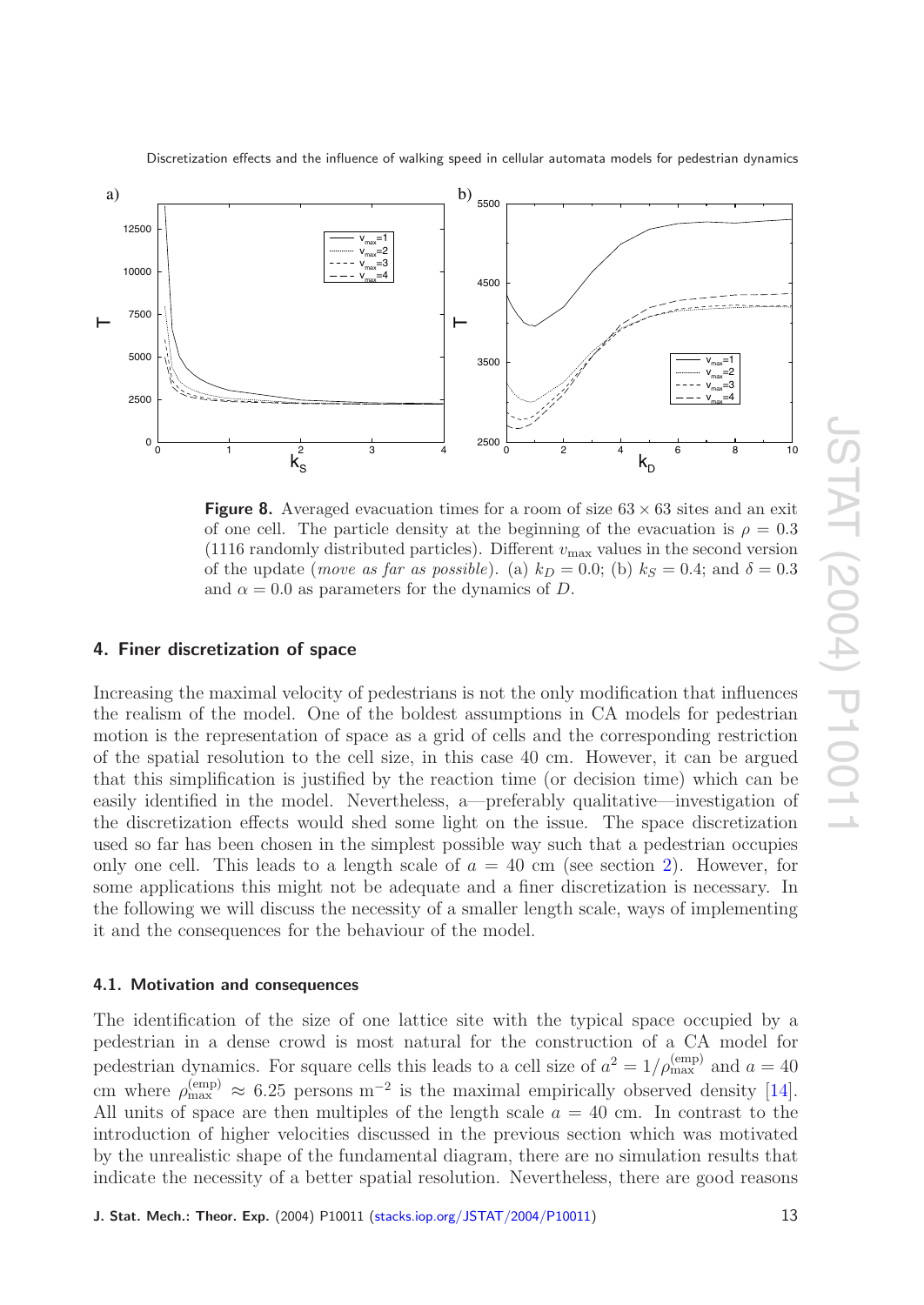**Figure 8.** Averaged evacuation times for a room of size $63 \times 63$ sites and an exit of one cell. The particle density at the beginning of the evacuation is $\rho = 0.3$ (1116 randomly distributed particles). Different $v_{\max}$ values in the second version of the update (*move as far as possible*). (a) $k_D = 0.0$; (b) $k_S = 0.4$; and $\delta = 0.3$ and $\alpha = 0.0$ as parameters for the dynamics of $D$.

## 4. Finer discretization of space

Increasing the maximal velocity of pedestrians is not the only modification that influences the realism of the model. One of the boldest assumptions in CA models for pedestrian motion is the representation of space as a grid of cells and the corresponding restriction of the spatial resolution to the cell size, in this case 40 cm. However, it can be argued that this simplification is justified by the reaction time (or decision time) which can be easily identified in the model. Nevertheless, a—preferably qualitative—investigation of the discretization effects would shed some light on the issue. The space discretization used so far has been chosen in the simplest possible way such that a pedestrian occupies only one cell. This leads to a length scale of $a = 40$ cm (see section 2). However, for some applications this might not be adequate and a finer discretization is necessary. In the following we will discuss the necessity of a smaller length scale, ways of implementing it and the consequences for the behaviour of the model.

### 4.1. Motivation and consequences

The identification of the size of one lattice site with the typical space occupied by a pedestrian in a dense crowd is most natural for the construction of a CA model for pedestrian dynamics. For square cells this leads to a cell size of $a^2 = 1/\rho_{\max}^{(\mathrm{emp})}$ and $a = 40$ cm where $\rho_{\max}^{(\mathrm{emp})} \approx 6.25$ persons m$^{-2}$ is the maximal empirically observed density [14]. All units of space are then multiples of the length scale $a = 40$ cm. In contrast to the introduction of higher velocities discussed in the previous section which was motivated by the unrealistic shape of the fundamental diagram, there are no simulation results that indicate the necessity of a better spatial resolution. Nevertheless, there are good reasons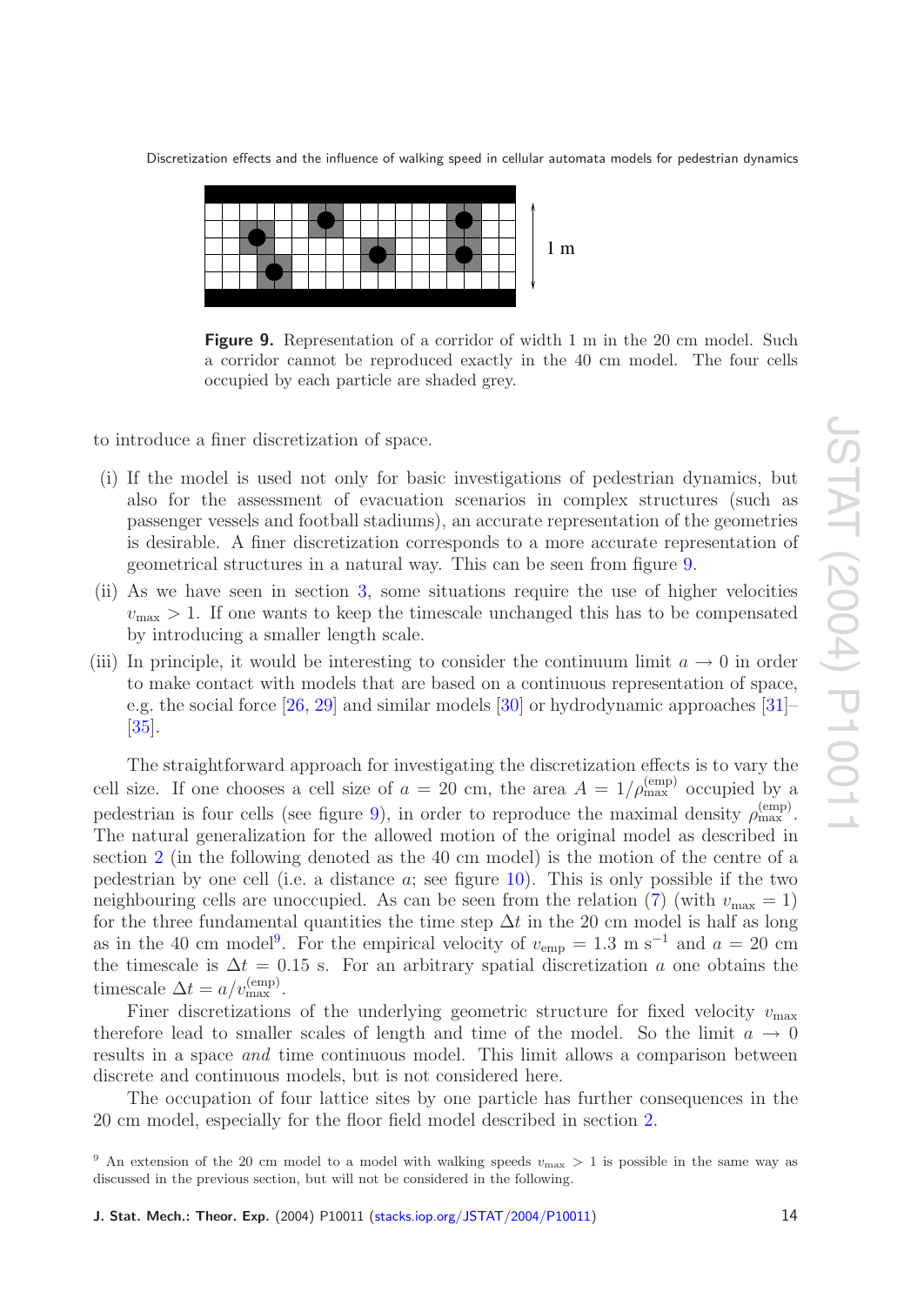**Figure 9.** Representation of a corridor of width 1 m in the 20 cm model. Such a corridor cannot be reproduced exactly in the 40 cm model. The four cells occupied by each particle are shaded grey.

to introduce a finer discretization of space.

(i) If the model is used not only for basic investigations of pedestrian dynamics, but also for the assessment of evacuation scenarios in complex structures (such as passenger vessels and football stadiums), an accurate representation of the geometries is desirable. A finer discretization corresponds to a more accurate representation of geometrical structures in a natural way. This can be seen from figure 9.

(ii) As we have seen in section 3, some situations require the use of higher velocities $v_{\max} > 1$. If one wants to keep the timescale unchanged this has to be compensated by introducing a smaller length scale.

(iii) In principle, it would be interesting to consider the continuum limit $a \to 0$ in order to make contact with models that are based on a continuous representation of space, e.g. the social force [26, 29] and similar models [30] or hydrodynamic approaches [31]–[35].

The straightforward approach for investigating the discretization effects is to vary the cell size. If one chooses a cell size of $a = 20$ cm, the area $A = 1/\rho_{\max}^{(\mathrm{emp})}$ occupied by a pedestrian is four cells (see figure 9), in order to reproduce the maximal density $\rho_{\max}^{(\mathrm{emp})}$. The natural generalization for the allowed motion of the original model as described in section 2 (in the following denoted as the 40 cm model) is the motion of the centre of a pedestrian by one cell (i.e. a distance $a$; see figure 10). This is only possible if the two neighbouring cells are unoccupied. As can be seen from the relation (7) (with $v_{\max} = 1$) for the three fundamental quantities the time step $\Delta t$ in the 20 cm model is half as long as in the 40 cm model[9]. For the empirical velocity of $v_{\mathrm{emp}} = 1.3$ m s$^{-1}$ and $a = 20$ cm the timescale is $\Delta t = 0.15$ s. For an arbitrary spatial discretization $a$ one obtains the timescale $\Delta t = a/v_{\max}^{(\mathrm{emp})}$.

Finer discretizations of the underlying geometric structure for fixed velocity $v_{\max}$ therefore lead to smaller scales of length and time of the model. So the limit $a \to 0$ results in a space *and* time continuous model. This limit allows a comparison between discrete and continuous models, but is not considered here.

The occupation of four lattice sites by one particle has further consequences in the 20 cm model, especially for the floor field model described in section 2.

[9] An extension of the 20 cm model to a model with walking speeds $v_{\max} > 1$ is possible in the same way as discussed in the previous section, but will not be considered in the following.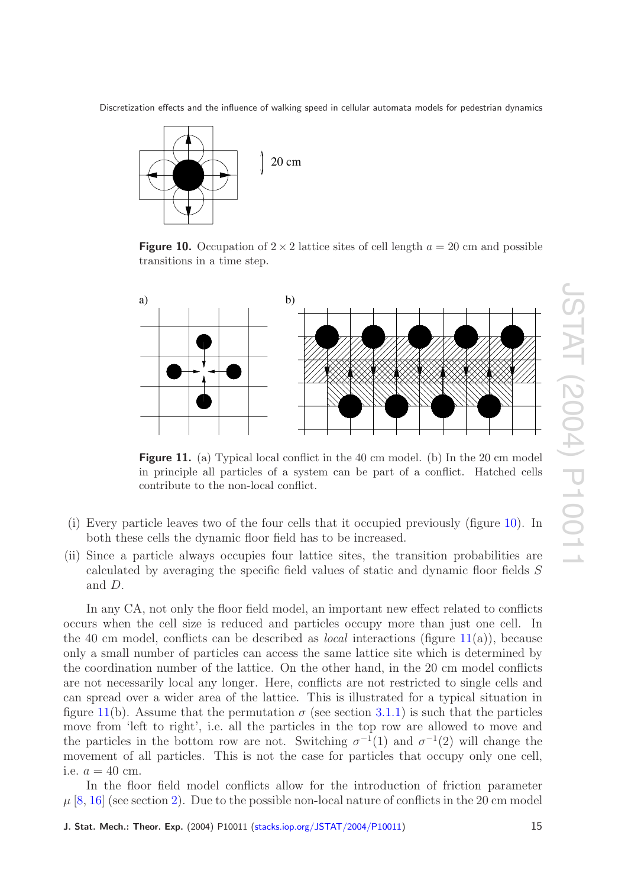Figure 10. Occupation of $2 \times 2$ lattice sites of cell length $a = 20$ cm and possible transitions in a time step.

Figure 11. (a) Typical local conflict in the 40 cm model. (b) In the 20 cm model in principle all particles of a system can be part of a conflict. Hatched cells contribute to the non-local conflict.

(i) Every particle leaves two of the four cells that it occupied previously (figure 10). In both these cells the dynamic floor field has to be increased.

(ii) Since a particle always occupies four lattice sites, the transition probabilities are calculated by averaging the specific field values of static and dynamic floor fields $S$ and $D$.

In any CA, not only the floor field model, an important new effect related to conflicts occurs when the cell size is reduced and particles occupy more than just one cell. In the 40 cm model, conflicts can be described as *local* interactions (figure 11(a)), because only a small number of particles can access the same lattice site which is determined by the coordination number of the lattice. On the other hand, in the 20 cm model conflicts are not necessarily local any longer. Here, conflicts are not restricted to single cells and can spread over a wider area of the lattice. This is illustrated for a typical situation in figure 11(b). Assume that the permutation $\sigma$ (see section 3.1.1) is such that the particles move from 'left to right', i.e. all the particles in the top row are allowed to move and the particles in the bottom row are not. Switching $\sigma^{-1}(1)$ and $\sigma^{-1}(2)$ will change the movement of all particles. This is not the case for particles that occupy only one cell, i.e. $a = 40$ cm.

In the floor field model conflicts allow for the introduction of friction parameter $\mu$ [8, 16] (see section 2). Due to the possible non-local nature of conflicts in the 20 cm model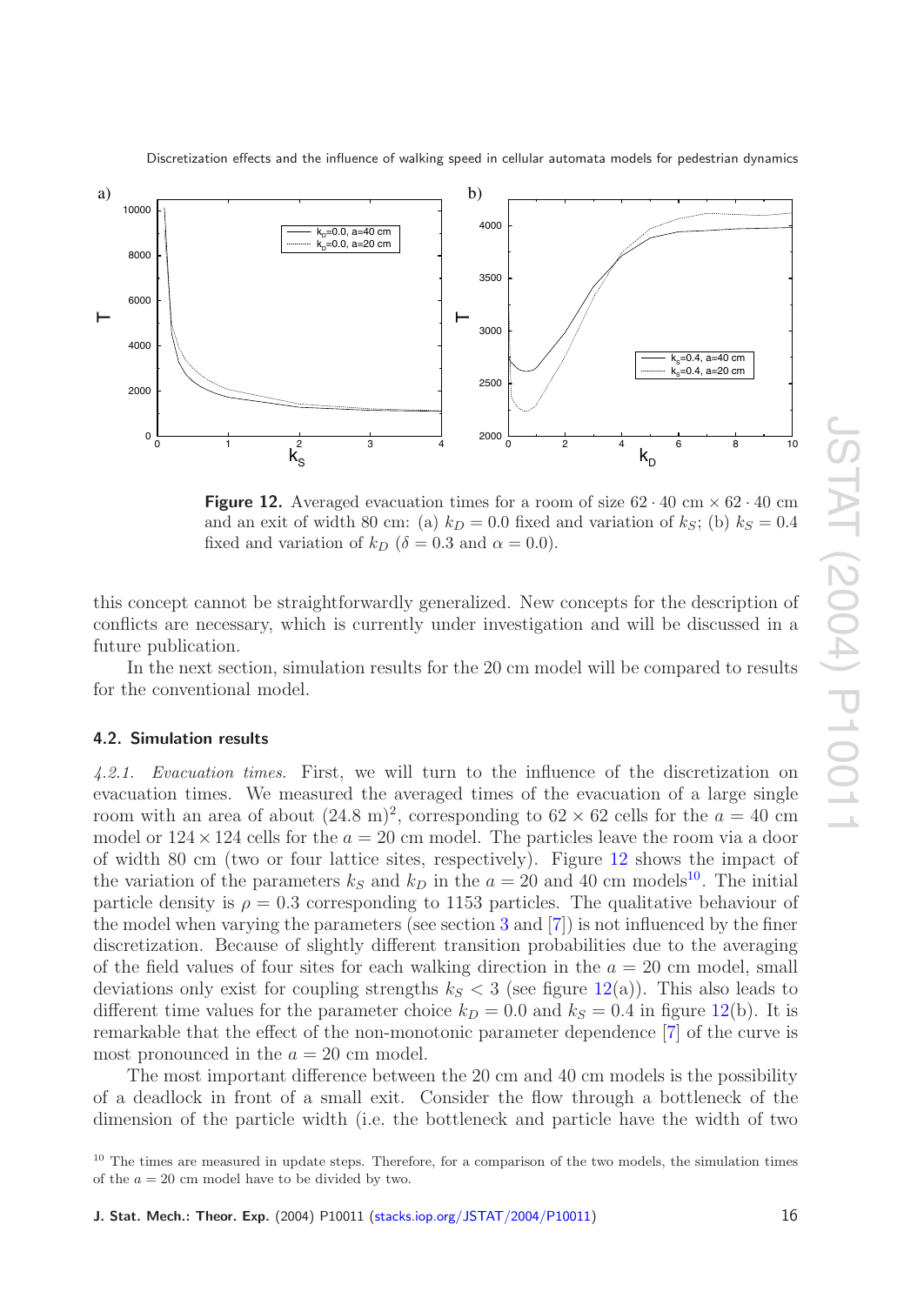**Figure 12.** Averaged evacuation times for a room of size $62 \cdot 40$ cm $\times$ $62 \cdot 40$ cm and an exit of width 80 cm: (a) $k_D = 0.0$ fixed and variation of $k_S$; (b) $k_S = 0.4$ fixed and variation of $k_D$ ($\delta = 0.3$ and $\alpha = 0.0$).

this concept cannot be straightforwardly generalized. New concepts for the description of conflicts are necessary, which is currently under investigation and will be discussed in a future publication.

In the next section, simulation results for the 20 cm model will be compared to results for the conventional model.

### 4.2. Simulation results

*4.2.1. Evacuation times.* First, we will turn to the influence of the discretization on evacuation times. We measured the averaged times of the evacuation of a large single room with an area of about $(24.8\text{ m})^2$, corresponding to $62 \times 62$ cells for the $a = 40$ cm model or $124 \times 124$ cells for the $a = 20$ cm model. The particles leave the room via a door of width 80 cm (two or four lattice sites, respectively). Figure 12 shows the impact of the variation of the parameters $k_S$ and $k_D$ in the $a = 20$ and 40 cm models[10]. The initial particle density is $\rho = 0.3$ corresponding to 1153 particles. The qualitative behaviour of the model when varying the parameters (see section 3 and [7]) is not influenced by the finer discretization. Because of slightly different transition probabilities due to the averaging of the field values of four sites for each walking direction in the $a = 20$ cm model, small deviations only exist for coupling strengths $k_S < 3$ (see figure 12(a)). This also leads to different time values for the parameter choice $k_D = 0.0$ and $k_S = 0.4$ in figure 12(b). It is remarkable that the effect of the non-monotonic parameter dependence [7] of the curve is most pronounced in the $a = 20$ cm model.

The most important difference between the 20 cm and 40 cm models is the possibility of a deadlock in front of a small exit. Consider the flow through a bottleneck of the dimension of the particle width (i.e. the bottleneck and particle have the width of two

[10] The times are measured in update steps. Therefore, for a comparison of the two models, the simulation times of the $a = 20$ cm model have to be divided by two.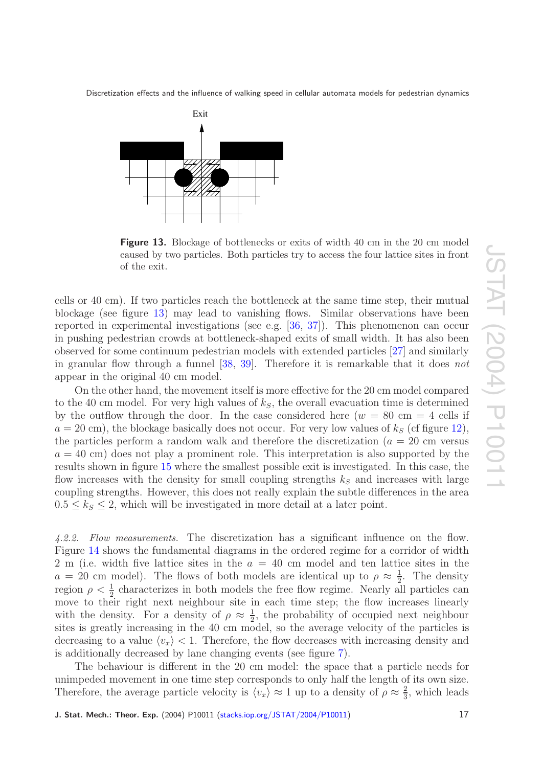**Figure 13.** Blockage of bottlenecks or exits of width 40 cm in the 20 cm model caused by two particles. Both particles try to access the four lattice sites in front of the exit.

cells or 40 cm). If two particles reach the bottleneck at the same time step, their mutual blockage (see figure 13) may lead to vanishing flows. Similar observations have been reported in experimental investigations (see e.g. [36, 37]). This phenomenon can occur in pushing pedestrian crowds at bottleneck-shaped exits of small width. It has also been observed for some continuum pedestrian models with extended particles [27] and similarly in granular flow through a funnel [38, 39]. Therefore it is remarkable that it does *not* appear in the original 40 cm model.

On the other hand, the movement itself is more effective for the 20 cm model compared to the 40 cm model. For very high values of $k_S$, the overall evacuation time is determined by the outflow through the door. In the case considered here ($w = 80$ cm $= 4$ cells if $a = 20$ cm), the blockage basically does not occur. For very low values of $k_S$ (cf figure 12), the particles perform a random walk and therefore the discretization ($a = 20$ cm versus $a = 40$ cm) does not play a prominent role. This interpretation is also supported by the results shown in figure 15 where the smallest possible exit is investigated. In this case, the flow increases with the density for small coupling strengths $k_S$ and increases with large coupling strengths. However, this does not really explain the subtle differences in the area $0.5 \leq k_S \leq 2$, which will be investigated in more detail at a later point.

*4.2.2. Flow measurements.* The discretization has a significant influence on the flow. Figure 14 shows the fundamental diagrams in the ordered regime for a corridor of width 2 m (i.e. width five lattice sites in the $a = 40$ cm model and ten lattice sites in the $a = 20$ cm model). The flows of both models are identical up to $\rho \approx \frac{1}{2}$. The density region $\rho < \frac{1}{2}$ characterizes in both models the free flow regime. Nearly all particles can move to their right next neighbour site in each time step; the flow increases linearly with the density. For a density of $\rho \approx \frac{1}{2}$, the probability of occupied next neighbour sites is greatly increasing in the 40 cm model, so the average velocity of the particles is decreasing to a value $\langle v_x \rangle < 1$. Therefore, the flow decreases with increasing density and is additionally decreased by lane changing events (see figure 7).

The behaviour is different in the 20 cm model: the space that a particle needs for unimpeded movement in one time step corresponds to only half the length of its own size. Therefore, the average particle velocity is $\langle v_x \rangle \approx 1$ up to a density of $\rho \approx \frac{2}{3}$, which leads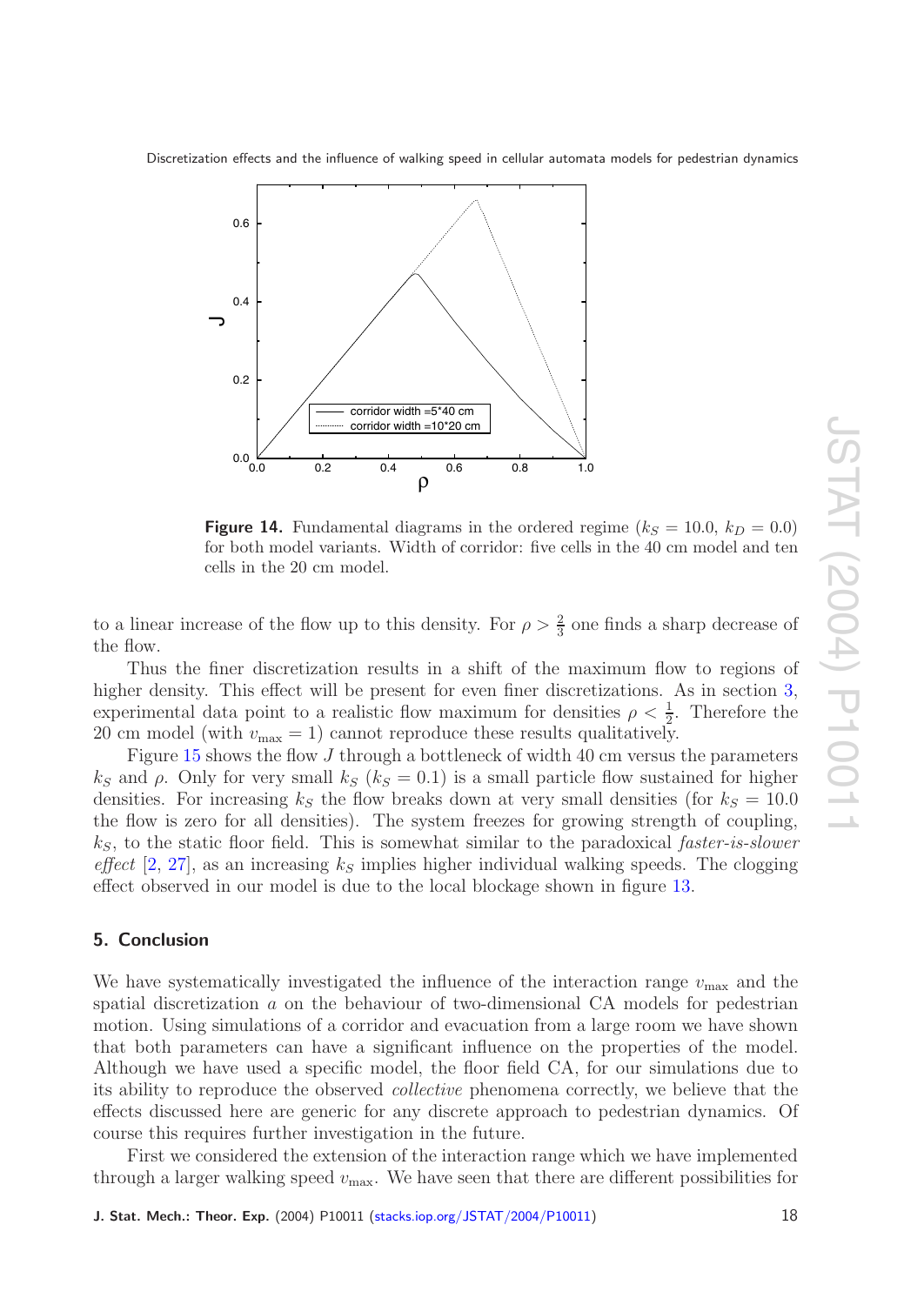**Figure 14.** Fundamental diagrams in the ordered regime ($k_S = 10.0$, $k_D = 0.0$) for both model variants. Width of corridor: five cells in the 40 cm model and ten cells in the 20 cm model.

to a linear increase of the flow up to this density. For $\rho > \frac{2}{3}$ one finds a sharp decrease of the flow.

Thus the finer discretization results in a shift of the maximum flow to regions of higher density. This effect will be present for even finer discretizations. As in section 3, experimental data point to a realistic flow maximum for densities $\rho < \frac{1}{2}$. Therefore the 20 cm model (with $v_{\max} = 1$) cannot reproduce these results qualitatively.

Figure 15 shows the flow $J$ through a bottleneck of width 40 cm versus the parameters $k_S$ and $\rho$. Only for very small $k_S$ ($k_S = 0.1$) is a small particle flow sustained for higher densities. For increasing $k_S$ the flow breaks down at very small densities (for $k_S = 10.0$ the flow is zero for all densities). The system freezes for growing strength of coupling, $k_S$, to the static floor field. This is somewhat similar to the paradoxical *faster-is-slower effect* [2, 27], as an increasing $k_S$ implies higher individual walking speeds. The clogging effect observed in our model is due to the local blockage shown in figure 13.

## 5. Conclusion

We have systematically investigated the influence of the interaction range $v_{\max}$ and the spatial discretization $a$ on the behaviour of two-dimensional CA models for pedestrian motion. Using simulations of a corridor and evacuation from a large room we have shown that both parameters can have a significant influence on the properties of the model. Although we have used a specific model, the floor field CA, for our simulations due to its ability to reproduce the observed *collective* phenomena correctly, we believe that the effects discussed here are generic for any discrete approach to pedestrian dynamics. Of course this requires further investigation in the future.

First we considered the extension of the interaction range which we have implemented through a larger walking speed $v_{\max}$. We have seen that there are different possibilities for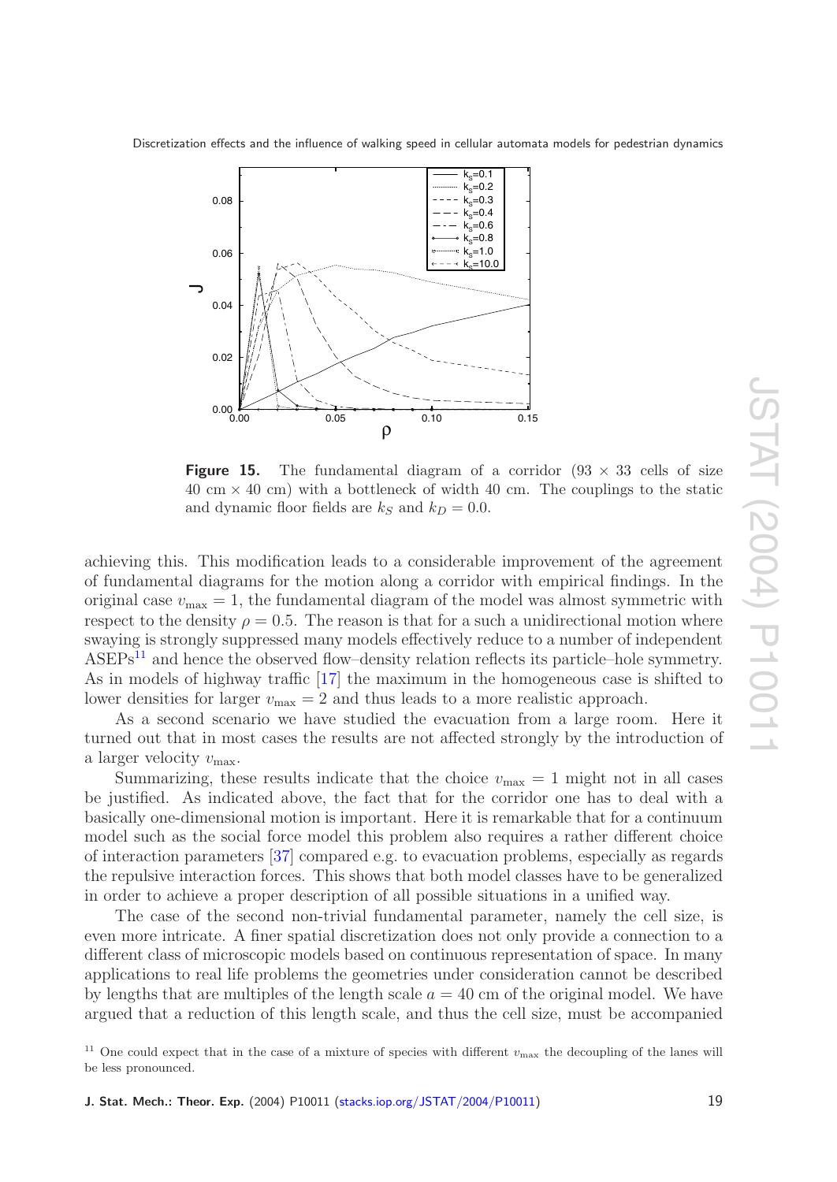**Figure 15.** The fundamental diagram of a corridor (93 × 33 cells of size 40 cm × 40 cm) with a bottleneck of width 40 cm. The couplings to the static and dynamic floor fields are $k_S$ and $k_D = 0.0$.

achieving this. This modification leads to a considerable improvement of the agreement of fundamental diagrams for the motion along a corridor with empirical findings. In the original case $v_{\max} = 1$, the fundamental diagram of the model was almost symmetric with respect to the density $\rho = 0.5$. The reason is that for a such a unidirectional motion where swaying is strongly suppressed many models effectively reduce to a number of independent ASEPs[11] and hence the observed flow–density relation reflects its particle–hole symmetry. As in models of highway traffic [17] the maximum in the homogeneous case is shifted to lower densities for larger $v_{\max} = 2$ and thus leads to a more realistic approach.

As a second scenario we have studied the evacuation from a large room. Here it turned out that in most cases the results are not affected strongly by the introduction of a larger velocity $v_{\max}$.

Summarizing, these results indicate that the choice $v_{\max} = 1$ might not in all cases be justified. As indicated above, the fact that for the corridor one has to deal with a basically one-dimensional motion is important. Here it is remarkable that for a continuum model such as the social force model this problem also requires a rather different choice of interaction parameters [37] compared e.g. to evacuation problems, especially as regards the repulsive interaction forces. This shows that both model classes have to be generalized in order to achieve a proper description of all possible situations in a unified way.

The case of the second non-trivial fundamental parameter, namely the cell size, is even more intricate. A finer spatial discretization does not only provide a connection to a different class of microscopic models based on continuous representation of space. In many applications to real life problems the geometries under consideration cannot be described by lengths that are multiples of the length scale $a = 40$ cm of the original model. We have argued that a reduction of this length scale, and thus the cell size, must be accompanied

[11] One could expect that in the case of a mixture of species with different $v_{\max}$ the decoupling of the lanes will be less pronounced.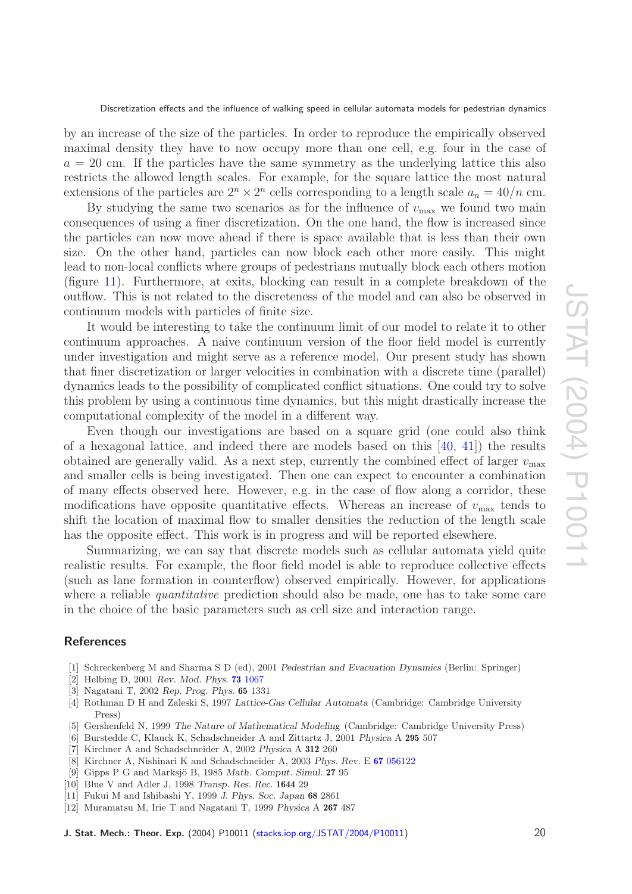by an increase of the size of the particles. In order to reproduce the empirically observed maximal density they have to now occupy more than one cell, e.g. four in the case of $a = 20$ cm. If the particles have the same symmetry as the underlying lattice this also restricts the allowed length scales. For example, for the square lattice the most natural extensions of the particles are $2^n \times 2^n$ cells corresponding to a length scale $a_n = 40/n$ cm.

By studying the same two scenarios as for the influence of $v_{\max}$ we found two main consequences of using a finer discretization. On the one hand, the flow is increased since the particles can now move ahead if there is space available that is less than their own size. On the other hand, particles can now block each other more easily. This might lead to non-local conflicts where groups of pedestrians mutually block each others motion (figure 11). Furthermore, at exits, blocking can result in a complete breakdown of the outflow. This is not related to the discreteness of the model and can also be observed in continuum models with particles of finite size.

It would be interesting to take the continuum limit of our model to relate it to other continuum approaches. A naive continuum version of the floor field model is currently under investigation and might serve as a reference model. Our present study has shown that finer discretization or larger velocities in combination with a discrete time (parallel) dynamics leads to the possibility of complicated conflict situations. One could try to solve this problem by using a continuous time dynamics, but this might drastically increase the computational complexity of the model in a different way.

Even though our investigations are based on a square grid (one could also think of a hexagonal lattice, and indeed there are models based on this [40, 41]) the results obtained are generally valid. As a next step, currently the combined effect of larger $v_{\max}$ and smaller cells is being investigated. Then one can expect to encounter a combination of many effects observed here. However, e.g. in the case of flow along a corridor, these modifications have opposite quantitative effects. Whereas an increase of $v_{\max}$ tends to shift the location of maximal flow to smaller densities the reduction of the length scale has the opposite effect. This work is in progress and will be reported elsewhere.

Summarizing, we can say that discrete models such as cellular automata yield quite realistic results. For example, the floor field model is able to reproduce collective effects (such as lane formation in counterflow) observed empirically. However, for applications where a reliable *quantitative* prediction should also be made, one has to take some care in the choice of the basic parameters such as cell size and interaction range.

## References

[1] Schreckenberg M and Sharma S D (ed), 2001 *Pedestrian and Evacuation Dynamics* (Berlin: Springer)
[2] Helbing D, 2001 *Rev. Mod. Phys.* **73** 1067
[3] Nagatani T, 2002 *Rep. Prog. Phys.* **65** 1331
[4] Rothman D H and Zaleski S, 1997 *Lattice-Gas Cellular Automata* (Cambridge: Cambridge University Press)
[5] Gershenfeld N, 1999 *The Nature of Mathematical Modeling* (Cambridge: Cambridge University Press)
[6] Burstedde C, Klauck K, Schadschneider A and Zittartz J, 2001 *Physica* A **295** 507
[7] Kirchner A and Schadschneider A, 2002 *Physica* A **312** 260
[8] Kirchner A, Nishinari K and Schadschneider A, 2003 *Phys. Rev.* E **67** 056122
[9] Gipps P G and Marksjö B, 1985 *Math. Comput. Simul.* **27** 95
[10] Blue V and Adler J, 1998 *Transp. Res. Rec.* **1644** 29
[11] Fukui M and Ishibashi Y, 1999 *J. Phys. Soc. Japan* **68** 2861
[12] Muramatsu M, Irie T and Nagatani T, 1999 *Physica* A **267** 487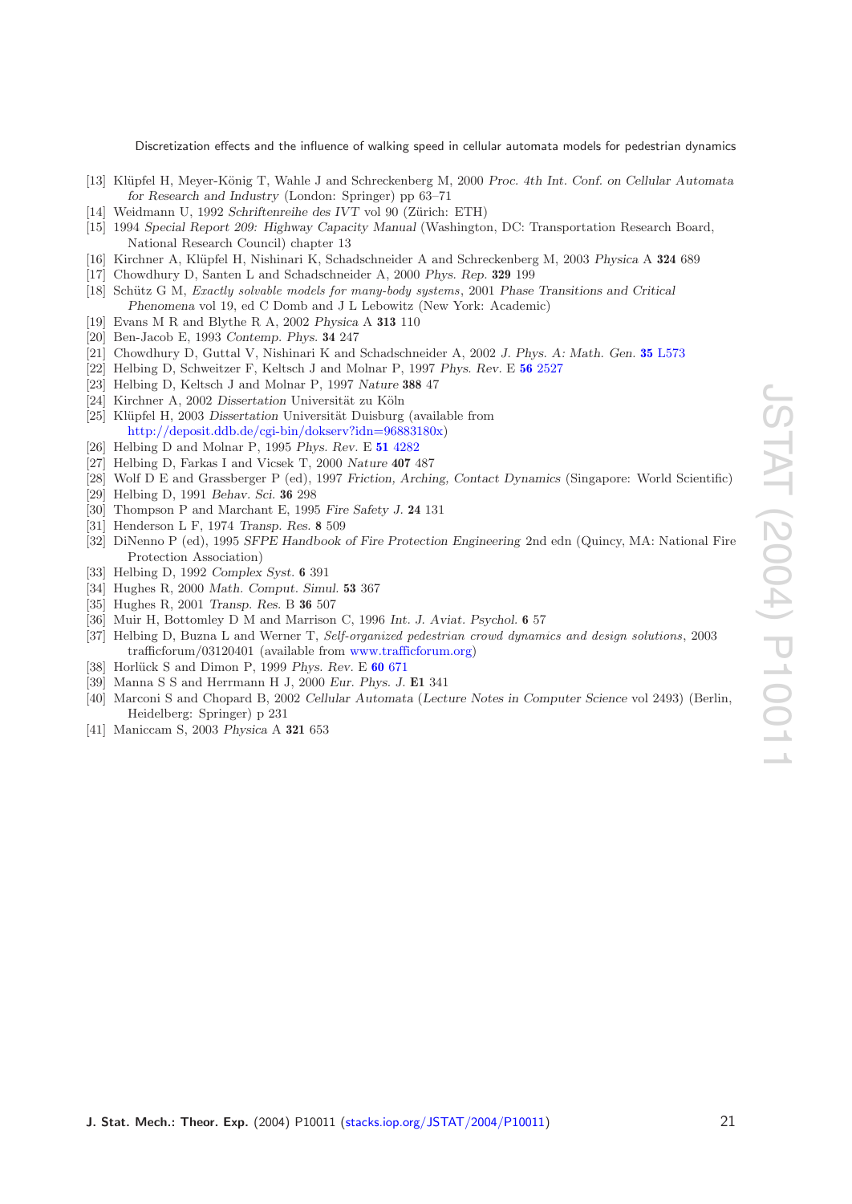[13] Klüpfel H, Meyer-König T, Wahle J and Schreckenberg M, 2000 *Proc. 4th Int. Conf. on Cellular Automata for Research and Industry* (London: Springer) pp 63–71

[14] Weidmann U, 1992 *Schriftenreihe des IVT* vol 90 (Zürich: ETH)

[15] 1994 *Special Report 209: Highway Capacity Manual* (Washington, DC: Transportation Research Board, National Research Council) chapter 13

[16] Kirchner A, Klüpfel H, Nishinari K, Schadschneider A and Schreckenberg M, 2003 *Physica* A **324** 689

[17] Chowdhury D, Santen L and Schadschneider A, 2000 *Phys. Rep.* **329** 199

[18] Schütz G M, *Exactly solvable models for many-body systems*, 2001 *Phase Transitions and Critical Phenomena* vol 19, ed C Domb and J L Lebowitz (New York: Academic)

[19] Evans M R and Blythe R A, 2002 *Physica* A **313** 110

[20] Ben-Jacob E, 1993 *Contemp. Phys.* **34** 247

[21] Chowdhury D, Guttal V, Nishinari K and Schadschneider A, 2002 *J. Phys. A: Math. Gen.* **35** L573

[22] Helbing D, Schweitzer F, Keltsch J and Molnar P, 1997 *Phys. Rev.* E **56** 2527

[23] Helbing D, Keltsch J and Molnar P, 1997 *Nature* **388** 47

[24] Kirchner A, 2002 *Dissertation* Universität zu Köln

[25] Klüpfel H, 2003 *Dissertation* Universität Duisburg (available from http://deposit.ddb.de/cgi-bin/dokserv?idn=96883180x)

[26] Helbing D and Molnar P, 1995 *Phys. Rev.* E **51** 4282

[27] Helbing D, Farkas I and Vicsek T, 2000 *Nature* **407** 487

[28] Wolf D E and Grassberger P (ed), 1997 *Friction, Arching, Contact Dynamics* (Singapore: World Scientific)

[29] Helbing D, 1991 *Behav. Sci.* **36** 298

[30] Thompson P and Marchant E, 1995 *Fire Safety J.* **24** 131

[31] Henderson L F, 1974 *Transp. Res.* **8** 509

[32] DiNenno P (ed), 1995 *SFPE Handbook of Fire Protection Engineering* 2nd edn (Quincy, MA: National Fire Protection Association)

[33] Helbing D, 1992 *Complex Syst.* **6** 391

[34] Hughes R, 2000 *Math. Comput. Simul.* **53** 367

[35] Hughes R, 2001 *Transp. Res.* B **36** 507

[36] Muir H, Bottomley D M and Marrison C, 1996 *Int. J. Aviat. Psychol.* **6** 57

[37] Helbing D, Buzna L and Werner T, *Self-organized pedestrian crowd dynamics and design solutions*, 2003 trafficforum/03120401 (available from www.trafficforum.org)

[38] Horlück S and Dimon P, 1999 *Phys. Rev.* E **60** 671

[39] Manna S S and Herrmann H J, 2000 *Eur. Phys. J.* **E1** 341

[40] Marconi S and Chopard B, 2002 *Cellular Automata* (*Lecture Notes in Computer Science* vol 2493) (Berlin, Heidelberg: Springer) p 231

[41] Maniccam S, 2003 *Physica* A **321** 653